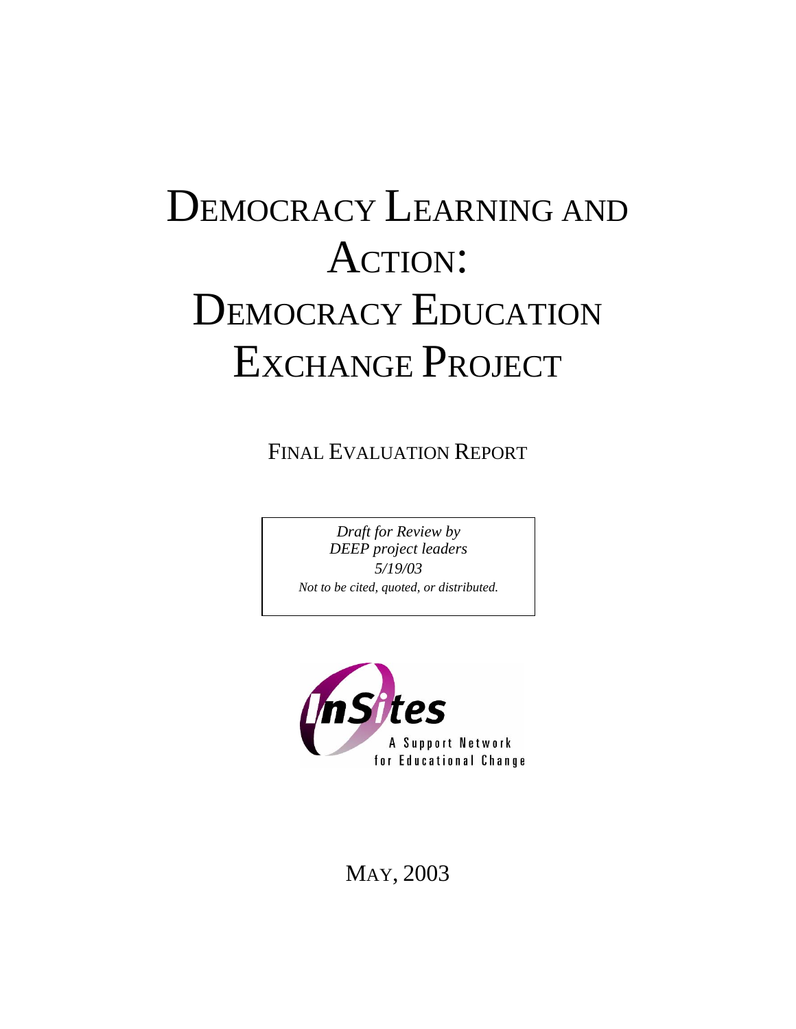# Democracy Learning and Action: Democracy Education Exchange Project

## Final Evaluation Report

*Draft for Review by DEEP project leaders*
*5/19/03*
*Not to be cited, quoted, or distributed.*

InSites
A Support Network for Educational Change

May, 2003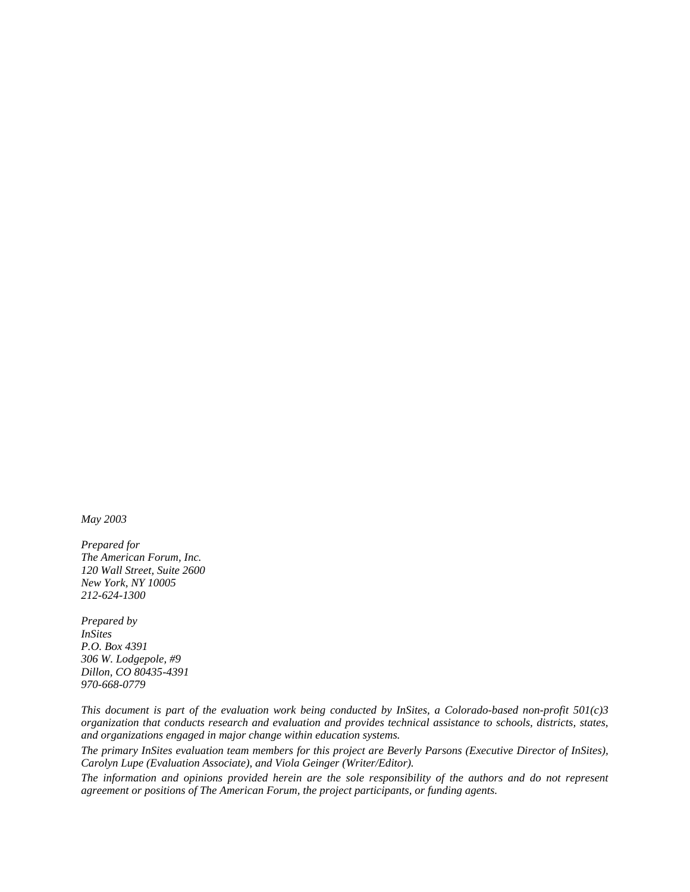*May 2003*

*Prepared for*
*The American Forum, Inc.*
*120 Wall Street, Suite 2600*
*New York, NY 10005*
*212-624-1300*

*Prepared by*
*InSites*
*P.O. Box 4391*
*306 W. Lodgepole, #9*
*Dillon, CO 80435-4391*
*970-668-0779*

*This document is part of the evaluation work being conducted by InSites, a Colorado-based non-profit 501(c)3 organization that conducts research and evaluation and provides technical assistance to schools, districts, states, and organizations engaged in major change within education systems.*

*The primary InSites evaluation team members for this project are Beverly Parsons (Executive Director of InSites), Carolyn Lupe (Evaluation Associate), and Viola Geinger (Writer/Editor).*

*The information and opinions provided herein are the sole responsibility of the authors and do not represent agreement or positions of The American Forum, the project participants, or funding agents.*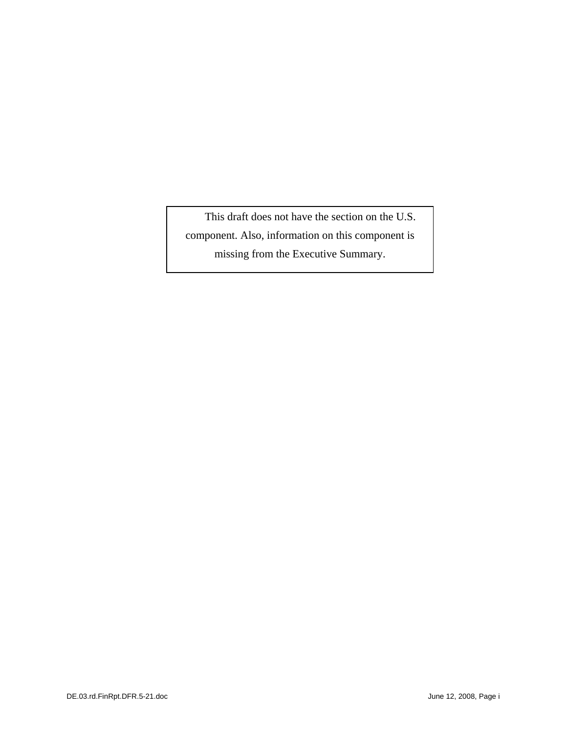This draft does not have the section on the U.S. component. Also, information on this component is missing from the Executive Summary.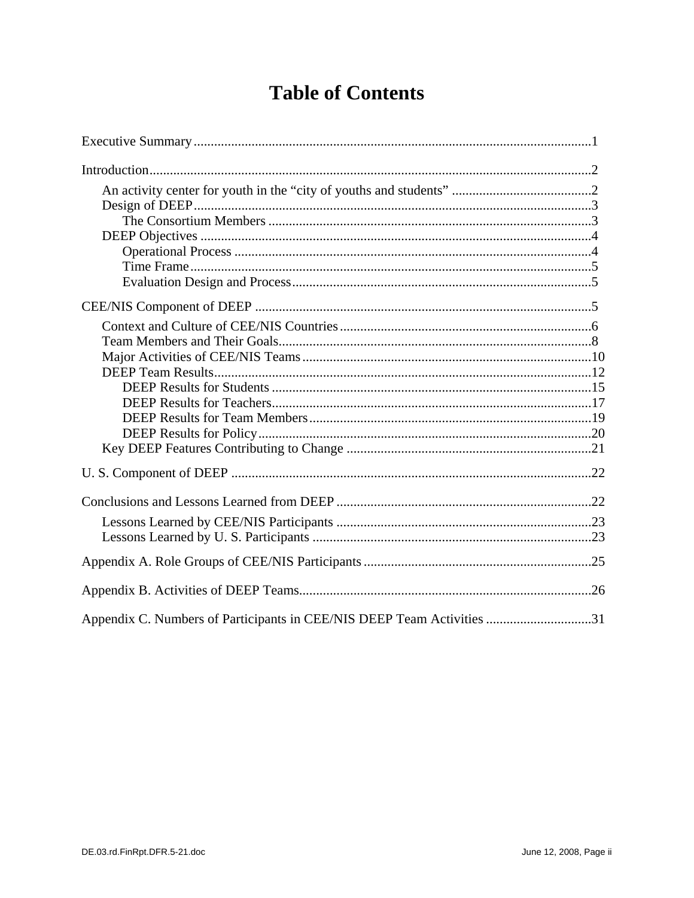# Table of Contents

Executive Summary....................................................................................................................1

Introduction.................................................................................................................................2

- An activity center for youth in the "city of youths and students" .........................................2
- Design of DEEP....................................................................................................................3
  - The Consortium Members ..............................................................................................3
- DEEP Objectives ..................................................................................................................4
  - Operational Process ........................................................................................................4
  - Time Frame.....................................................................................................................5
  - Evaluation Design and Process.......................................................................................5

CEE/NIS Component of DEEP ..................................................................................................5

- Context and Culture of CEE/NIS Countries .........................................................................6
- Team Members and Their Goals...........................................................................................8
- Major Activities of CEE/NIS Teams....................................................................................10
- DEEP Team Results..............................................................................................................12
  - DEEP Results for Students .............................................................................................15
  - DEEP Results for Teachers.............................................................................................17
  - DEEP Results for Team Members..................................................................................19
  - DEEP Results for Policy.................................................................................................20
- Key DEEP Features Contributing to Change .......................................................................21

U. S. Component of DEEP ........................................................................................................22

Conclusions and Lessons Learned from DEEP ..........................................................................22

- Lessons Learned by CEE/NIS Participants ..........................................................................23
- Lessons Learned by U. S. Participants .................................................................................23

Appendix A. Role Groups of CEE/NIS Participants..................................................................25

Appendix B. Activities of DEEP Teams.....................................................................................26

Appendix C. Numbers of Participants in CEE/NIS DEEP Team Activities ...............................31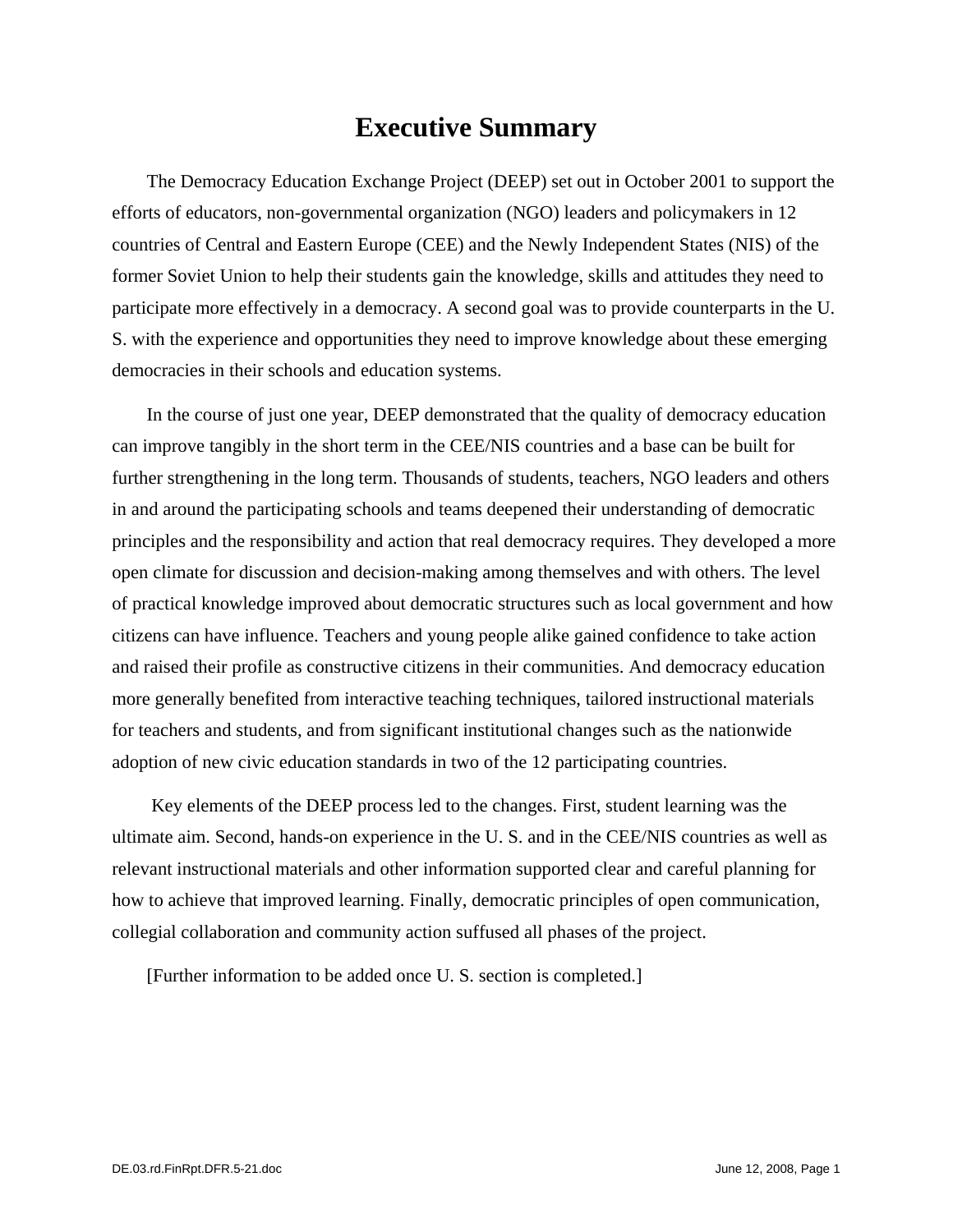# Executive Summary

The Democracy Education Exchange Project (DEEP) set out in October 2001 to support the efforts of educators, non-governmental organization (NGO) leaders and policymakers in 12 countries of Central and Eastern Europe (CEE) and the Newly Independent States (NIS) of the former Soviet Union to help their students gain the knowledge, skills and attitudes they need to participate more effectively in a democracy. A second goal was to provide counterparts in the U. S. with the experience and opportunities they need to improve knowledge about these emerging democracies in their schools and education systems.

In the course of just one year, DEEP demonstrated that the quality of democracy education can improve tangibly in the short term in the CEE/NIS countries and a base can be built for further strengthening in the long term. Thousands of students, teachers, NGO leaders and others in and around the participating schools and teams deepened their understanding of democratic principles and the responsibility and action that real democracy requires. They developed a more open climate for discussion and decision-making among themselves and with others. The level of practical knowledge improved about democratic structures such as local government and how citizens can have influence. Teachers and young people alike gained confidence to take action and raised their profile as constructive citizens in their communities. And democracy education more generally benefited from interactive teaching techniques, tailored instructional materials for teachers and students, and from significant institutional changes such as the nationwide adoption of new civic education standards in two of the 12 participating countries.

Key elements of the DEEP process led to the changes. First, student learning was the ultimate aim. Second, hands-on experience in the U. S. and in the CEE/NIS countries as well as relevant instructional materials and other information supported clear and careful planning for how to achieve that improved learning. Finally, democratic principles of open communication, collegial collaboration and community action suffused all phases of the project.

[Further information to be added once U. S. section is completed.]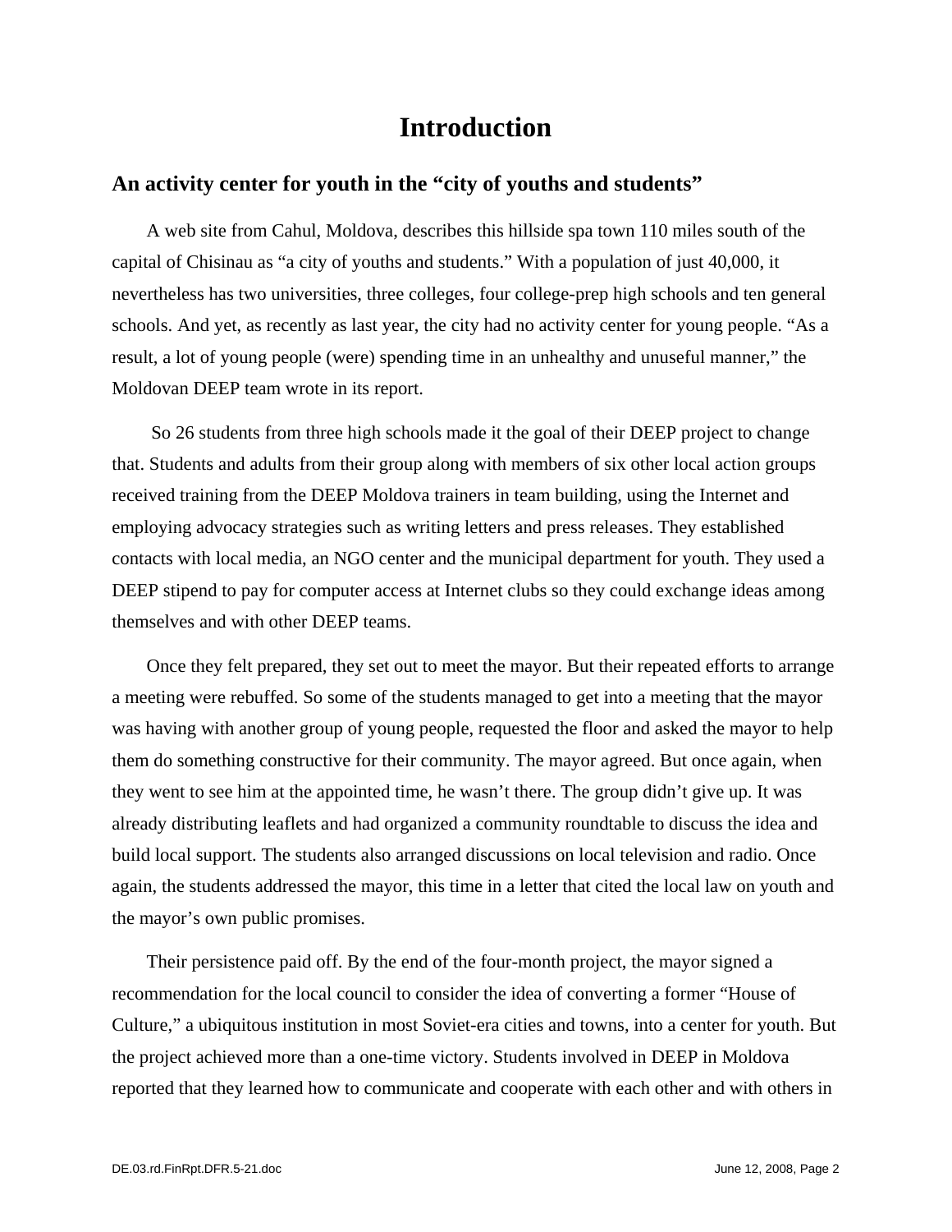# Introduction

## An activity center for youth in the “city of youths and students”

A web site from Cahul, Moldova, describes this hillside spa town 110 miles south of the capital of Chisinau as “a city of youths and students.” With a population of just 40,000, it nevertheless has two universities, three colleges, four college-prep high schools and ten general schools. And yet, as recently as last year, the city had no activity center for young people. “As a result, a lot of young people (were) spending time in an unhealthy and unuseful manner,” the Moldovan DEEP team wrote in its report.

So 26 students from three high schools made it the goal of their DEEP project to change that. Students and adults from their group along with members of six other local action groups received training from the DEEP Moldova trainers in team building, using the Internet and employing advocacy strategies such as writing letters and press releases. They established contacts with local media, an NGO center and the municipal department for youth. They used a DEEP stipend to pay for computer access at Internet clubs so they could exchange ideas among themselves and with other DEEP teams.

Once they felt prepared, they set out to meet the mayor. But their repeated efforts to arrange a meeting were rebuffed. So some of the students managed to get into a meeting that the mayor was having with another group of young people, requested the floor and asked the mayor to help them do something constructive for their community. The mayor agreed. But once again, when they went to see him at the appointed time, he wasn’t there. The group didn’t give up. It was already distributing leaflets and had organized a community roundtable to discuss the idea and build local support. The students also arranged discussions on local television and radio. Once again, the students addressed the mayor, this time in a letter that cited the local law on youth and the mayor’s own public promises.

Their persistence paid off. By the end of the four-month project, the mayor signed a recommendation for the local council to consider the idea of converting a former “House of Culture,” a ubiquitous institution in most Soviet-era cities and towns, into a center for youth. But the project achieved more than a one-time victory. Students involved in DEEP in Moldova reported that they learned how to communicate and cooperate with each other and with others in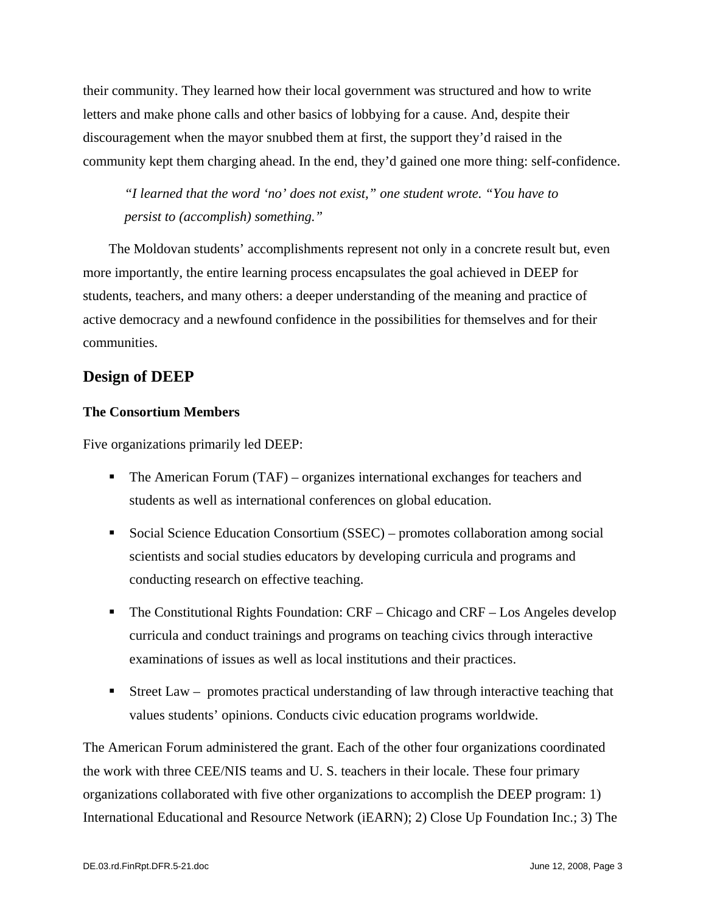their community. They learned how their local government was structured and how to write letters and make phone calls and other basics of lobbying for a cause. And, despite their discouragement when the mayor snubbed them at first, the support they'd raised in the community kept them charging ahead. In the end, they'd gained one more thing: self-confidence.

> *"I learned that the word 'no' does not exist," one student wrote. "You have to persist to (accomplish) something."*

The Moldovan students' accomplishments represent not only in a concrete result but, even more importantly, the entire learning process encapsulates the goal achieved in DEEP for students, teachers, and many others: a deeper understanding of the meaning and practice of active democracy and a newfound confidence in the possibilities for themselves and for their communities.

## Design of DEEP

### The Consortium Members

Five organizations primarily led DEEP:

- The American Forum (TAF) – organizes international exchanges for teachers and students as well as international conferences on global education.
- Social Science Education Consortium (SSEC) – promotes collaboration among social scientists and social studies educators by developing curricula and programs and conducting research on effective teaching.
- The Constitutional Rights Foundation: CRF – Chicago and CRF – Los Angeles develop curricula and conduct trainings and programs on teaching civics through interactive examinations of issues as well as local institutions and their practices.
- Street Law – promotes practical understanding of law through interactive teaching that values students' opinions. Conducts civic education programs worldwide.

The American Forum administered the grant. Each of the other four organizations coordinated the work with three CEE/NIS teams and U. S. teachers in their locale. These four primary organizations collaborated with five other organizations to accomplish the DEEP program: 1) International Educational and Resource Network (iEARN); 2) Close Up Foundation Inc.; 3) The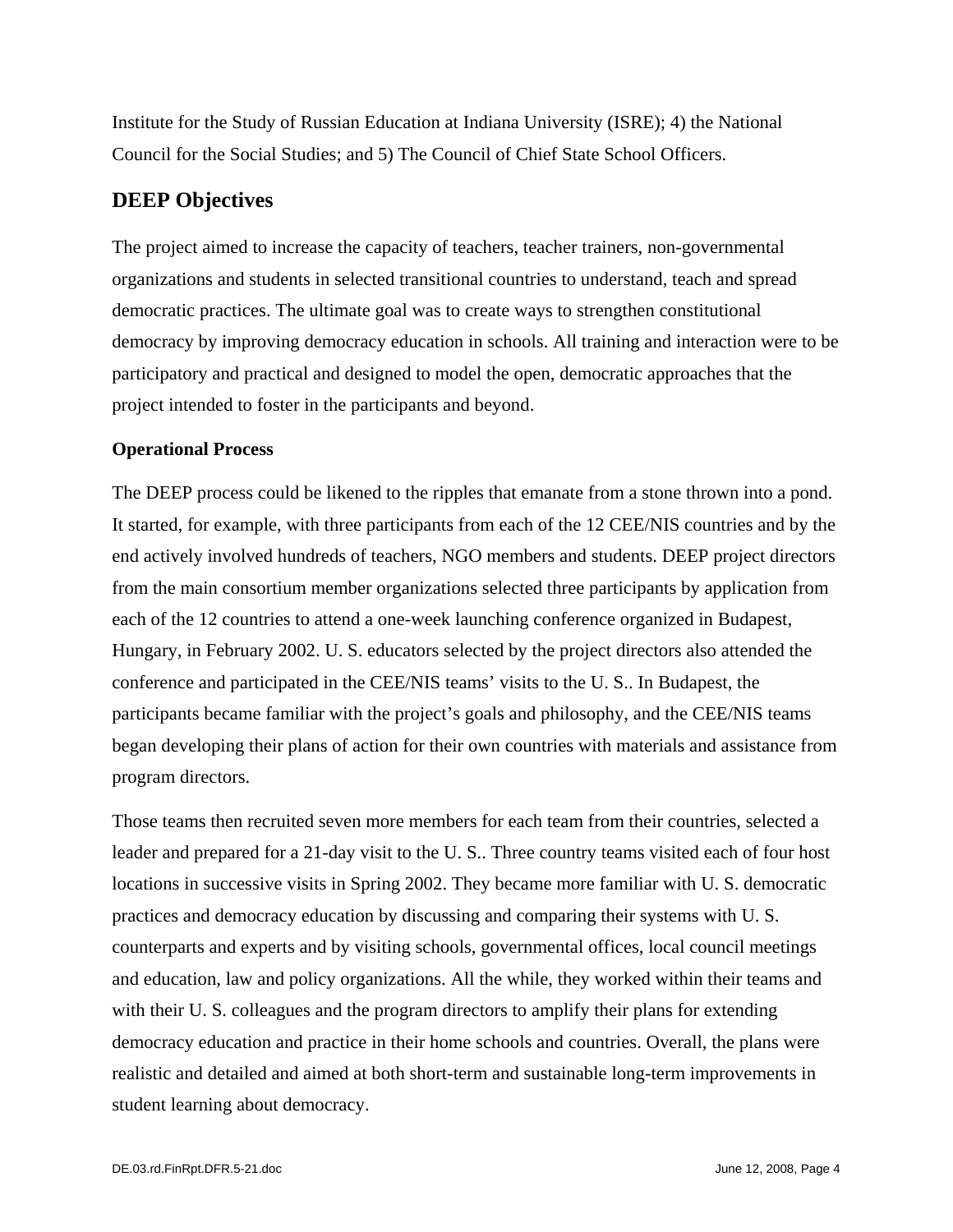Institute for the Study of Russian Education at Indiana University (ISRE); 4) the National Council for the Social Studies; and 5) The Council of Chief State School Officers.

## DEEP Objectives

The project aimed to increase the capacity of teachers, teacher trainers, non-governmental organizations and students in selected transitional countries to understand, teach and spread democratic practices. The ultimate goal was to create ways to strengthen constitutional democracy by improving democracy education in schools. All training and interaction were to be participatory and practical and designed to model the open, democratic approaches that the project intended to foster in the participants and beyond.

### Operational Process

The DEEP process could be likened to the ripples that emanate from a stone thrown into a pond. It started, for example, with three participants from each of the 12 CEE/NIS countries and by the end actively involved hundreds of teachers, NGO members and students. DEEP project directors from the main consortium member organizations selected three participants by application from each of the 12 countries to attend a one-week launching conference organized in Budapest, Hungary, in February 2002. U. S. educators selected by the project directors also attended the conference and participated in the CEE/NIS teams' visits to the U. S.. In Budapest, the participants became familiar with the project's goals and philosophy, and the CEE/NIS teams began developing their plans of action for their own countries with materials and assistance from program directors.

Those teams then recruited seven more members for each team from their countries, selected a leader and prepared for a 21-day visit to the U. S.. Three country teams visited each of four host locations in successive visits in Spring 2002. They became more familiar with U. S. democratic practices and democracy education by discussing and comparing their systems with U. S. counterparts and experts and by visiting schools, governmental offices, local council meetings and education, law and policy organizations. All the while, they worked within their teams and with their U. S. colleagues and the program directors to amplify their plans for extending democracy education and practice in their home schools and countries. Overall, the plans were realistic and detailed and aimed at both short-term and sustainable long-term improvements in student learning about democracy.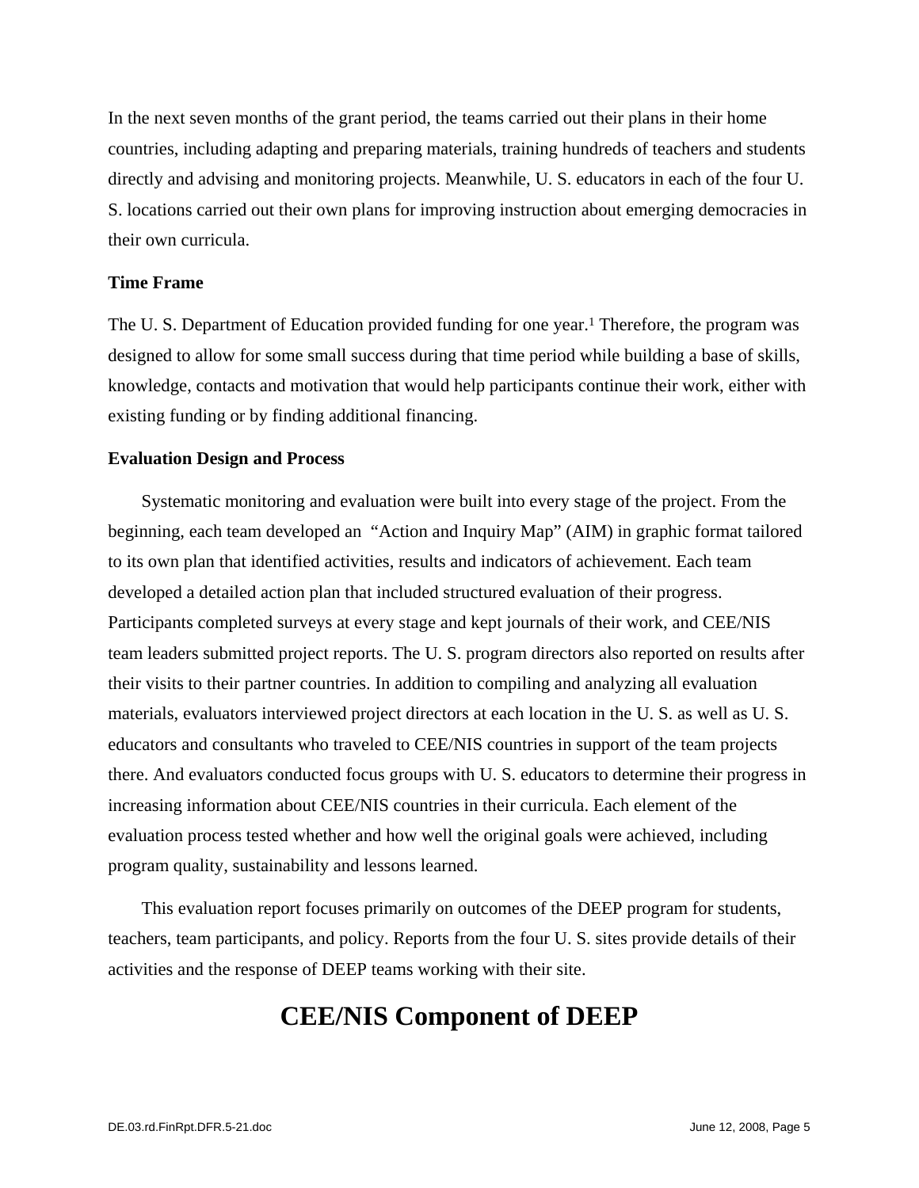In the next seven months of the grant period, the teams carried out their plans in their home countries, including adapting and preparing materials, training hundreds of teachers and students directly and advising and monitoring projects. Meanwhile, U. S. educators in each of the four U. S. locations carried out their own plans for improving instruction about emerging democracies in their own curricula.

**Time Frame**

The U. S. Department of Education provided funding for one year.[1] Therefore, the program was designed to allow for some small success during that time period while building a base of skills, knowledge, contacts and motivation that would help participants continue their work, either with existing funding or by finding additional financing.

**Evaluation Design and Process**

Systematic monitoring and evaluation were built into every stage of the project. From the beginning, each team developed an "Action and Inquiry Map" (AIM) in graphic format tailored to its own plan that identified activities, results and indicators of achievement. Each team developed a detailed action plan that included structured evaluation of their progress. Participants completed surveys at every stage and kept journals of their work, and CEE/NIS team leaders submitted project reports. The U. S. program directors also reported on results after their visits to their partner countries. In addition to compiling and analyzing all evaluation materials, evaluators interviewed project directors at each location in the U. S. as well as U. S. educators and consultants who traveled to CEE/NIS countries in support of the team projects there. And evaluators conducted focus groups with U. S. educators to determine their progress in increasing information about CEE/NIS countries in their curricula. Each element of the evaluation process tested whether and how well the original goals were achieved, including program quality, sustainability and lessons learned.

This evaluation report focuses primarily on outcomes of the DEEP program for students, teachers, team participants, and policy. Reports from the four U. S. sites provide details of their activities and the response of DEEP teams working with their site.

# CEE/NIS Component of DEEP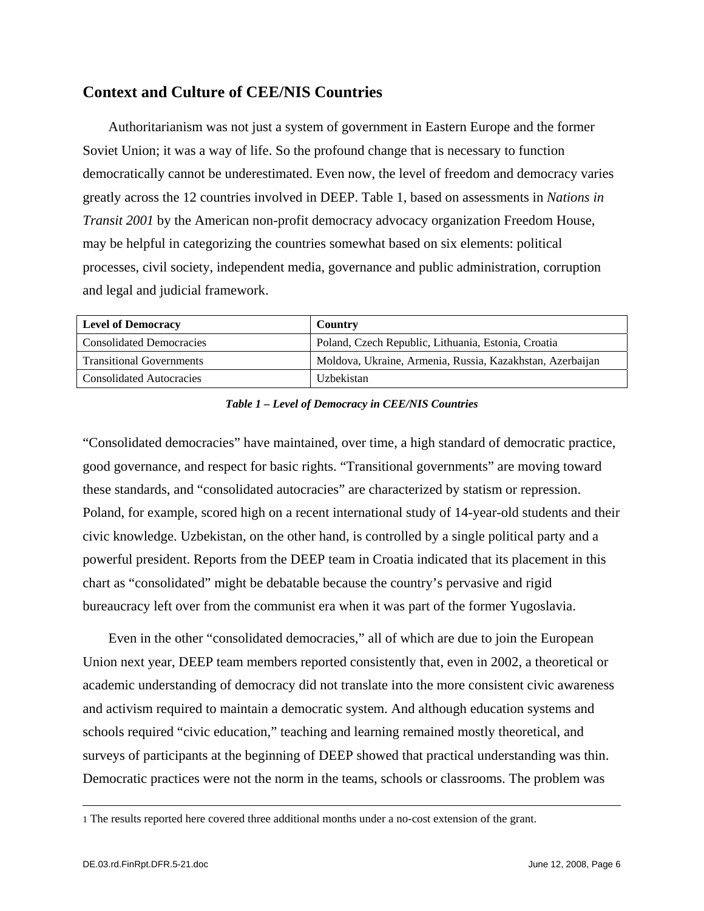## Context and Culture of CEE/NIS Countries

Authoritarianism was not just a system of government in Eastern Europe and the former Soviet Union; it was a way of life. So the profound change that is necessary to function democratically cannot be underestimated. Even now, the level of freedom and democracy varies greatly across the 12 countries involved in DEEP. Table 1, based on assessments in *Nations in Transit 2001* by the American non-profit democracy advocacy organization Freedom House, may be helpful in categorizing the countries somewhat based on six elements: political processes, civil society, independent media, governance and public administration, corruption and legal and judicial framework.

| Level of Democracy | Country |
| --- | --- |
| Consolidated Democracies | Poland, Czech Republic, Lithuania, Estonia, Croatia |
| Transitional Governments | Moldova, Ukraine, Armenia, Russia, Kazakhstan, Azerbaijan |
| Consolidated Autocracies | Uzbekistan |

***Table 1 – Level of Democracy in CEE/NIS Countries***

"Consolidated democracies" have maintained, over time, a high standard of democratic practice, good governance, and respect for basic rights. "Transitional governments" are moving toward these standards, and "consolidated autocracies" are characterized by statism or repression. Poland, for example, scored high on a recent international study of 14-year-old students and their civic knowledge. Uzbekistan, on the other hand, is controlled by a single political party and a powerful president. Reports from the DEEP team in Croatia indicated that its placement in this chart as "consolidated" might be debatable because the country's pervasive and rigid bureaucracy left over from the communist era when it was part of the former Yugoslavia.

Even in the other "consolidated democracies," all of which are due to join the European Union next year, DEEP team members reported consistently that, even in 2002, a theoretical or academic understanding of democracy did not translate into the more consistent civic awareness and activism required to maintain a democratic system. And although education systems and schools required "civic education," teaching and learning remained mostly theoretical, and surveys of participants at the beginning of DEEP showed that practical understanding was thin. Democratic practices were not the norm in the teams, schools or classrooms. The problem was

---

[1] The results reported here covered three additional months under a no-cost extension of the grant.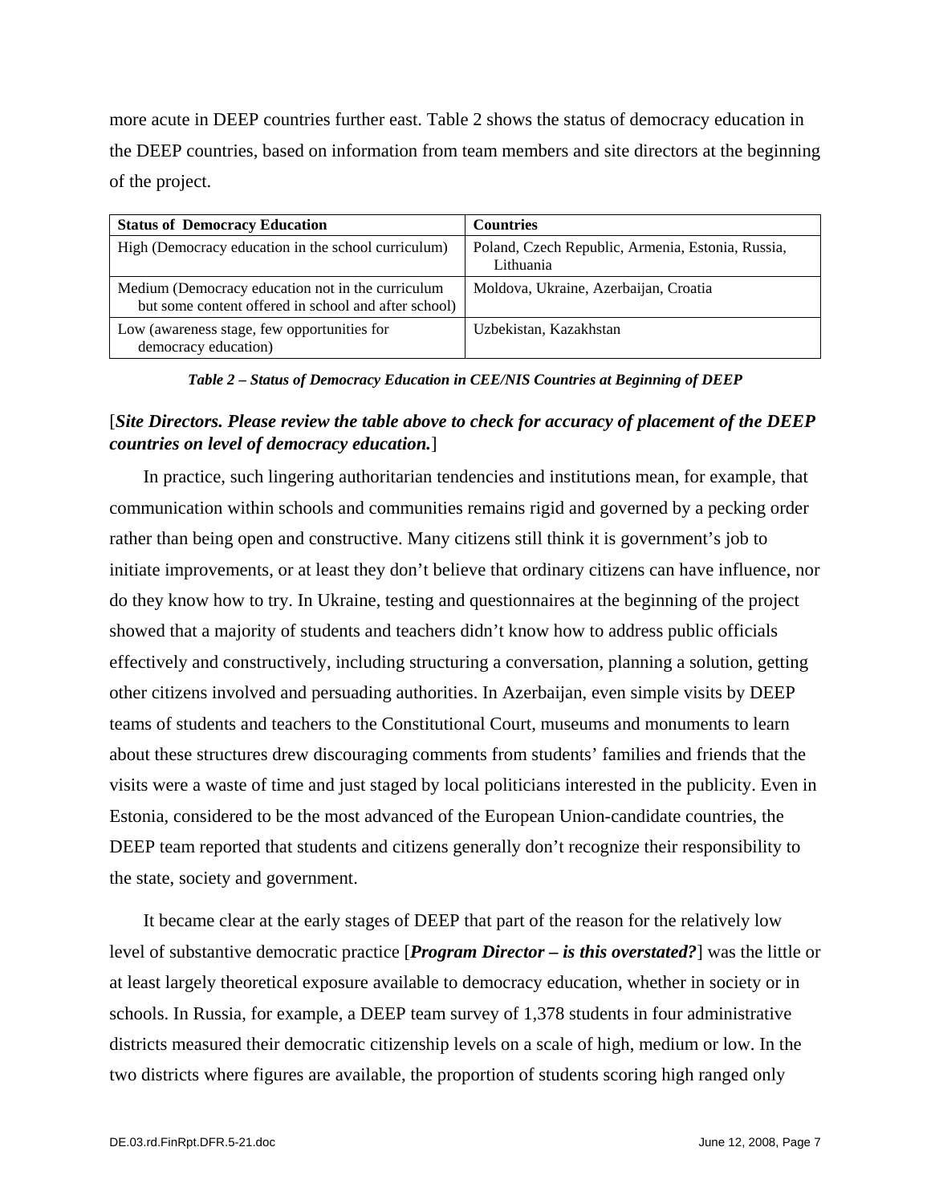more acute in DEEP countries further east. Table 2 shows the status of democracy education in the DEEP countries, based on information from team members and site directors at the beginning of the project.

| Status of Democracy Education | Countries |
|---|---|
| High (Democracy education in the school curriculum) | Poland, Czech Republic, Armenia, Estonia, Russia, Lithuania |
| Medium (Democracy education not in the curriculum but some content offered in school and after school) | Moldova, Ukraine, Azerbaijan, Croatia |
| Low (awareness stage, few opportunities for democracy education) | Uzbekistan, Kazakhstan |

***Table 2 – Status of Democracy Education in CEE/NIS Countries at Beginning of DEEP***

[***Site Directors. Please review the table above to check for accuracy of placement of the DEEP countries on level of democracy education.***]

In practice, such lingering authoritarian tendencies and institutions mean, for example, that communication within schools and communities remains rigid and governed by a pecking order rather than being open and constructive. Many citizens still think it is government's job to initiate improvements, or at least they don't believe that ordinary citizens can have influence, nor do they know how to try. In Ukraine, testing and questionnaires at the beginning of the project showed that a majority of students and teachers didn't know how to address public officials effectively and constructively, including structuring a conversation, planning a solution, getting other citizens involved and persuading authorities. In Azerbaijan, even simple visits by DEEP teams of students and teachers to the Constitutional Court, museums and monuments to learn about these structures drew discouraging comments from students' families and friends that the visits were a waste of time and just staged by local politicians interested in the publicity. Even in Estonia, considered to be the most advanced of the European Union-candidate countries, the DEEP team reported that students and citizens generally don't recognize their responsibility to the state, society and government.

It became clear at the early stages of DEEP that part of the reason for the relatively low level of substantive democratic practice [***Program Director – is this overstated?***] was the little or at least largely theoretical exposure available to democracy education, whether in society or in schools. In Russia, for example, a DEEP team survey of 1,378 students in four administrative districts measured their democratic citizenship levels on a scale of high, medium or low. In the two districts where figures are available, the proportion of students scoring high ranged only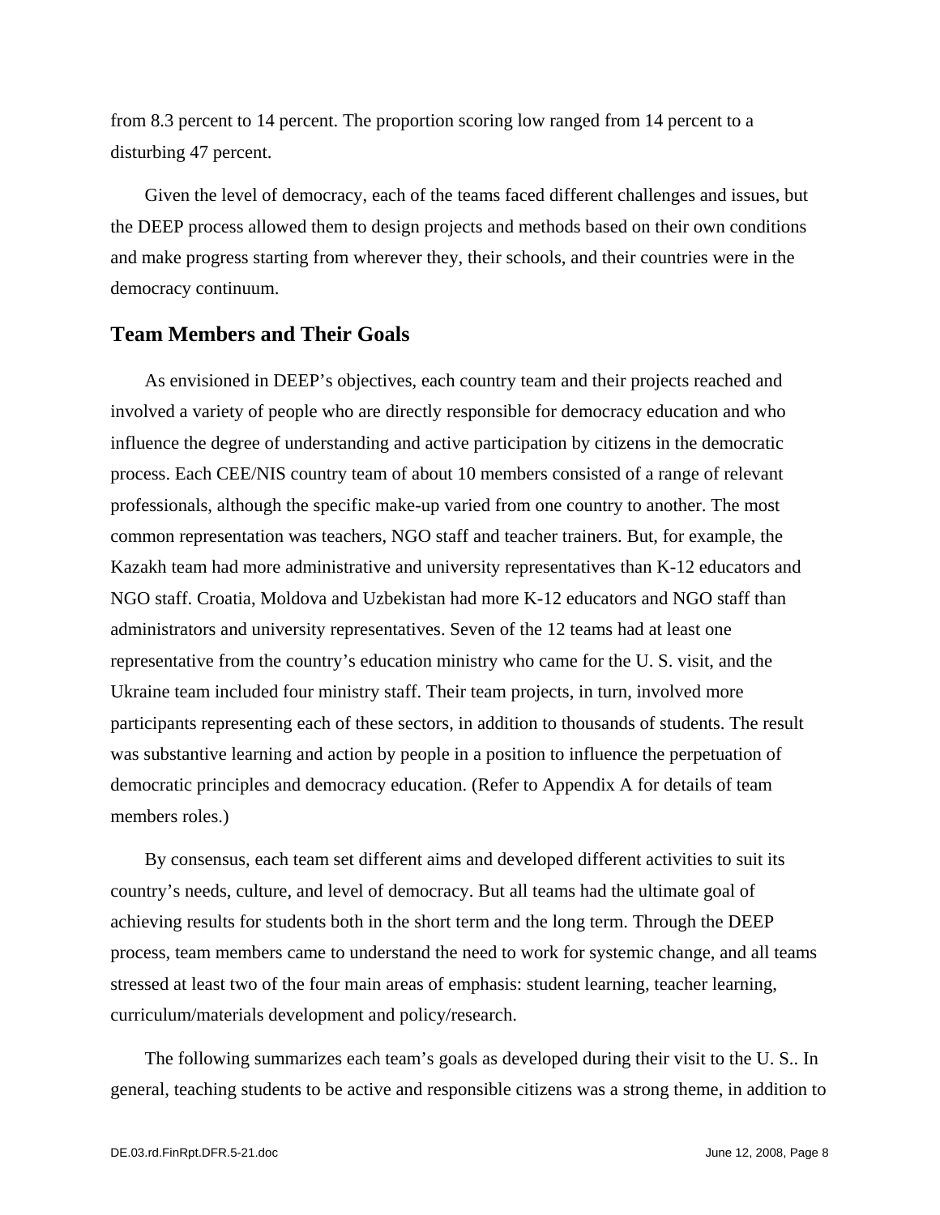from 8.3 percent to 14 percent. The proportion scoring low ranged from 14 percent to a disturbing 47 percent.

Given the level of democracy, each of the teams faced different challenges and issues, but the DEEP process allowed them to design projects and methods based on their own conditions and make progress starting from wherever they, their schools, and their countries were in the democracy continuum.

## Team Members and Their Goals

As envisioned in DEEP's objectives, each country team and their projects reached and involved a variety of people who are directly responsible for democracy education and who influence the degree of understanding and active participation by citizens in the democratic process. Each CEE/NIS country team of about 10 members consisted of a range of relevant professionals, although the specific make-up varied from one country to another. The most common representation was teachers, NGO staff and teacher trainers. But, for example, the Kazakh team had more administrative and university representatives than K-12 educators and NGO staff. Croatia, Moldova and Uzbekistan had more K-12 educators and NGO staff than administrators and university representatives. Seven of the 12 teams had at least one representative from the country's education ministry who came for the U. S. visit, and the Ukraine team included four ministry staff. Their team projects, in turn, involved more participants representing each of these sectors, in addition to thousands of students. The result was substantive learning and action by people in a position to influence the perpetuation of democratic principles and democracy education. (Refer to Appendix A for details of team members roles.)

By consensus, each team set different aims and developed different activities to suit its country's needs, culture, and level of democracy. But all teams had the ultimate goal of achieving results for students both in the short term and the long term. Through the DEEP process, team members came to understand the need to work for systemic change, and all teams stressed at least two of the four main areas of emphasis: student learning, teacher learning, curriculum/materials development and policy/research.

The following summarizes each team's goals as developed during their visit to the U. S.. In general, teaching students to be active and responsible citizens was a strong theme, in addition to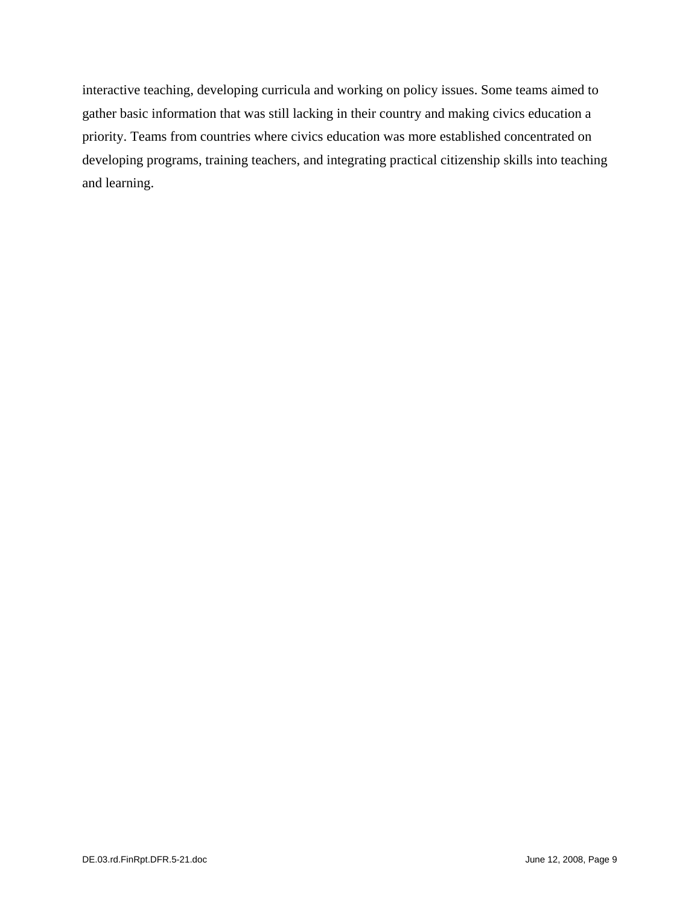interactive teaching, developing curricula and working on policy issues. Some teams aimed to gather basic information that was still lacking in their country and making civics education a priority. Teams from countries where civics education was more established concentrated on developing programs, training teachers, and integrating practical citizenship skills into teaching and learning.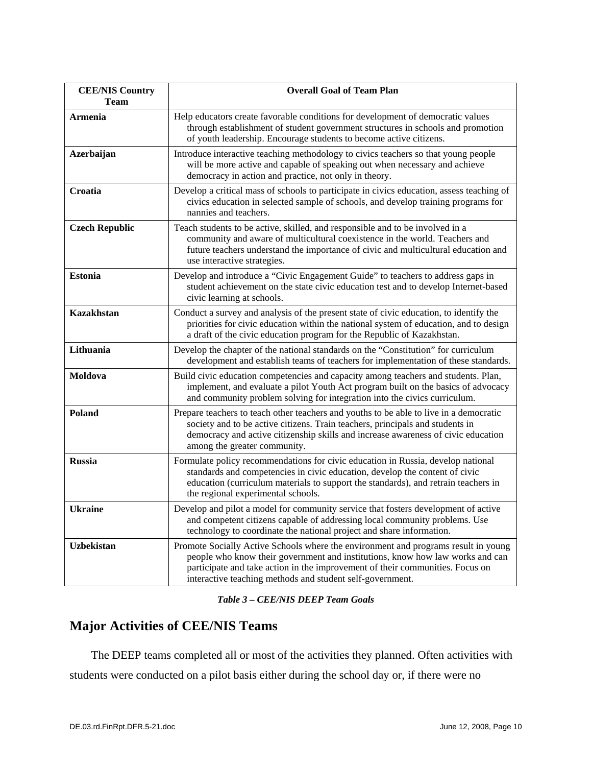| CEE/NIS Country Team | Overall Goal of Team Plan |
| --- | --- |
| **Armenia** | Help educators create favorable conditions for development of democratic values through establishment of student government structures in schools and promotion of youth leadership. Encourage students to become active citizens. |
| **Azerbaijan** | Introduce interactive teaching methodology to civics teachers so that young people will be more active and capable of speaking out when necessary and achieve democracy in action and practice, not only in theory. |
| **Croatia** | Develop a critical mass of schools to participate in civics education, assess teaching of civics education in selected sample of schools, and develop training programs for nannies and teachers. |
| **Czech Republic** | Teach students to be active, skilled, and responsible and to be involved in a community and aware of multicultural coexistence in the world. Teachers and future teachers understand the importance of civic and multicultural education and use interactive strategies. |
| **Estonia** | Develop and introduce a "Civic Engagement Guide" to teachers to address gaps in student achievement on the state civic education test and to develop Internet-based civic learning at schools. |
| **Kazakhstan** | Conduct a survey and analysis of the present state of civic education, to identify the priorities for civic education within the national system of education, and to design a draft of the civic education program for the Republic of Kazakhstan. |
| **Lithuania** | Develop the chapter of the national standards on the "Constitution" for curriculum development and establish teams of teachers for implementation of these standards. |
| **Moldova** | Build civic education competencies and capacity among teachers and students. Plan, implement, and evaluate a pilot Youth Act program built on the basics of advocacy and community problem solving for integration into the civics curriculum. |
| **Poland** | Prepare teachers to teach other teachers and youths to be able to live in a democratic society and to be active citizens. Train teachers, principals and students in democracy and active citizenship skills and increase awareness of civic education among the greater community. |
| **Russia** | Formulate policy recommendations for civic education in Russia, develop national standards and competencies in civic education, develop the content of civic education (curriculum materials to support the standards), and retrain teachers in the regional experimental schools. |
| **Ukraine** | Develop and pilot a model for community service that fosters development of active and competent citizens capable of addressing local community problems. Use technology to coordinate the national project and share information. |
| **Uzbekistan** | Promote Socially Active Schools where the environment and programs result in young people who know their government and institutions, know how law works and can participate and take action in the improvement of their communities. Focus on interactive teaching methods and student self-government. |

***Table 3 – CEE/NIS DEEP Team Goals***

## Major Activities of CEE/NIS Teams

The DEEP teams completed all or most of the activities they planned. Often activities with students were conducted on a pilot basis either during the school day or, if there were no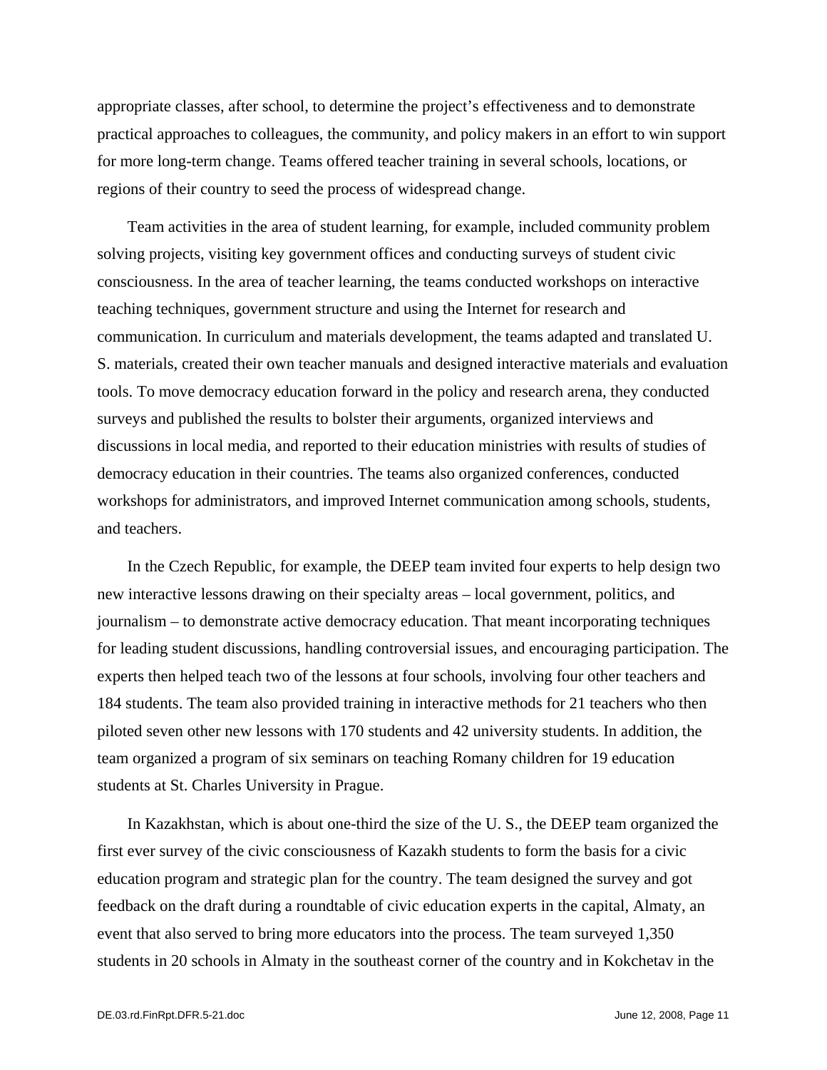appropriate classes, after school, to determine the project's effectiveness and to demonstrate practical approaches to colleagues, the community, and policy makers in an effort to win support for more long-term change. Teams offered teacher training in several schools, locations, or regions of their country to seed the process of widespread change.

Team activities in the area of student learning, for example, included community problem solving projects, visiting key government offices and conducting surveys of student civic consciousness. In the area of teacher learning, the teams conducted workshops on interactive teaching techniques, government structure and using the Internet for research and communication. In curriculum and materials development, the teams adapted and translated U. S. materials, created their own teacher manuals and designed interactive materials and evaluation tools. To move democracy education forward in the policy and research arena, they conducted surveys and published the results to bolster their arguments, organized interviews and discussions in local media, and reported to their education ministries with results of studies of democracy education in their countries. The teams also organized conferences, conducted workshops for administrators, and improved Internet communication among schools, students, and teachers.

In the Czech Republic, for example, the DEEP team invited four experts to help design two new interactive lessons drawing on their specialty areas – local government, politics, and journalism – to demonstrate active democracy education. That meant incorporating techniques for leading student discussions, handling controversial issues, and encouraging participation. The experts then helped teach two of the lessons at four schools, involving four other teachers and 184 students. The team also provided training in interactive methods for 21 teachers who then piloted seven other new lessons with 170 students and 42 university students. In addition, the team organized a program of six seminars on teaching Romany children for 19 education students at St. Charles University in Prague.

In Kazakhstan, which is about one-third the size of the U. S., the DEEP team organized the first ever survey of the civic consciousness of Kazakh students to form the basis for a civic education program and strategic plan for the country. The team designed the survey and got feedback on the draft during a roundtable of civic education experts in the capital, Almaty, an event that also served to bring more educators into the process. The team surveyed 1,350 students in 20 schools in Almaty in the southeast corner of the country and in Kokchetav in the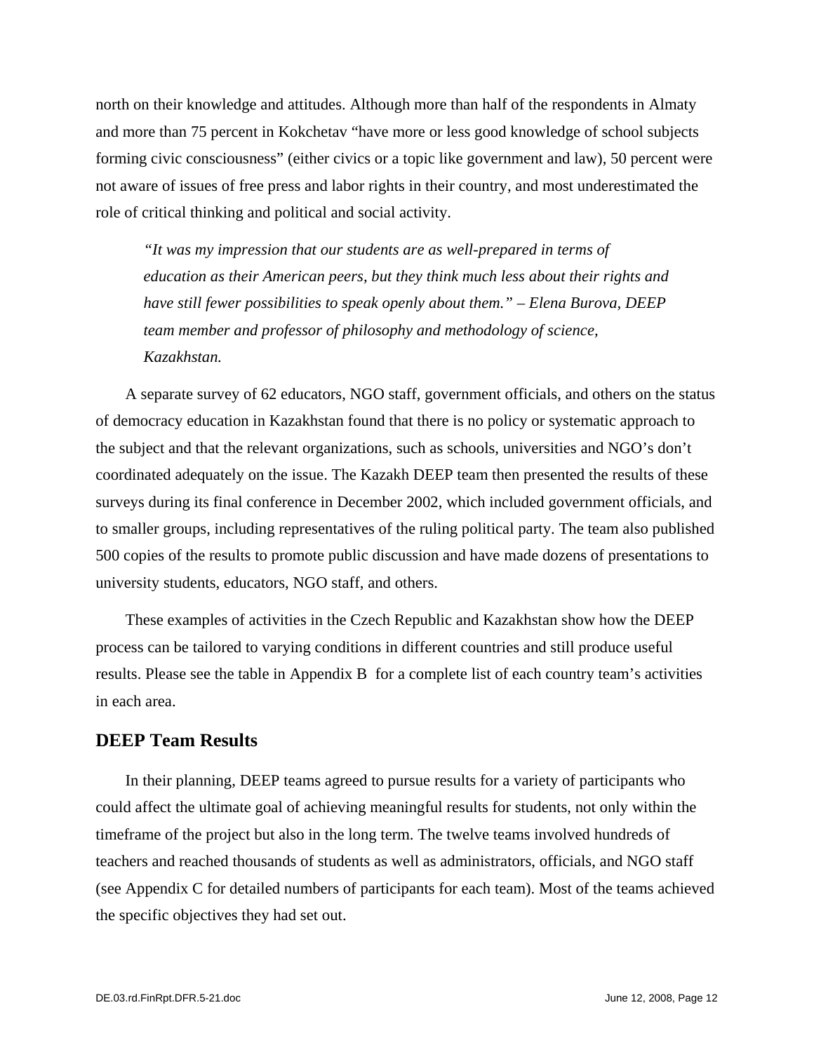north on their knowledge and attitudes. Although more than half of the respondents in Almaty and more than 75 percent in Kokchetav "have more or less good knowledge of school subjects forming civic consciousness" (either civics or a topic like government and law), 50 percent were not aware of issues of free press and labor rights in their country, and most underestimated the role of critical thinking and political and social activity.

> *"It was my impression that our students are as well-prepared in terms of education as their American peers, but they think much less about their rights and have still fewer possibilities to speak openly about them." – Elena Burova, DEEP team member and professor of philosophy and methodology of science, Kazakhstan.*

A separate survey of 62 educators, NGO staff, government officials, and others on the status of democracy education in Kazakhstan found that there is no policy or systematic approach to the subject and that the relevant organizations, such as schools, universities and NGO's don't coordinated adequately on the issue. The Kazakh DEEP team then presented the results of these surveys during its final conference in December 2002, which included government officials, and to smaller groups, including representatives of the ruling political party. The team also published 500 copies of the results to promote public discussion and have made dozens of presentations to university students, educators, NGO staff, and others.

These examples of activities in the Czech Republic and Kazakhstan show how the DEEP process can be tailored to varying conditions in different countries and still produce useful results. Please see the table in Appendix B for a complete list of each country team's activities in each area.

## DEEP Team Results

In their planning, DEEP teams agreed to pursue results for a variety of participants who could affect the ultimate goal of achieving meaningful results for students, not only within the timeframe of the project but also in the long term. The twelve teams involved hundreds of teachers and reached thousands of students as well as administrators, officials, and NGO staff (see Appendix C for detailed numbers of participants for each team). Most of the teams achieved the specific objectives they had set out.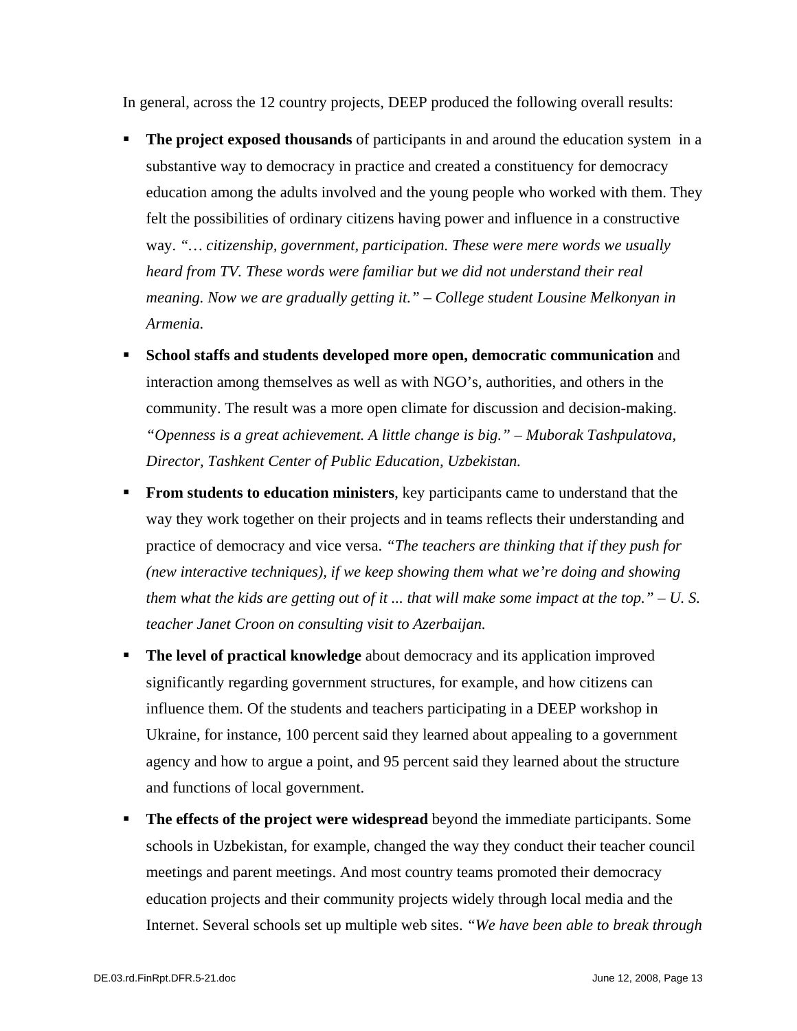In general, across the 12 country projects, DEEP produced the following overall results:

- **The project exposed thousands** of participants in and around the education system in a substantive way to democracy in practice and created a constituency for democracy education among the adults involved and the young people who worked with them. They felt the possibilities of ordinary citizens having power and influence in a constructive way. *"… citizenship, government, participation. These were mere words we usually heard from TV. These words were familiar but we did not understand their real meaning. Now we are gradually getting it." – College student Lousine Melkonyan in Armenia.*
- **School staffs and students developed more open, democratic communication** and interaction among themselves as well as with NGO's, authorities, and others in the community. The result was a more open climate for discussion and decision-making. *"Openness is a great achievement. A little change is big." – Muborak Tashpulatova, Director, Tashkent Center of Public Education, Uzbekistan.*
- **From students to education ministers**, key participants came to understand that the way they work together on their projects and in teams reflects their understanding and practice of democracy and vice versa. *"The teachers are thinking that if they push for (new interactive techniques), if we keep showing them what we're doing and showing them what the kids are getting out of it ... that will make some impact at the top." – U. S. teacher Janet Croon on consulting visit to Azerbaijan.*
- **The level of practical knowledge** about democracy and its application improved significantly regarding government structures, for example, and how citizens can influence them. Of the students and teachers participating in a DEEP workshop in Ukraine, for instance, 100 percent said they learned about appealing to a government agency and how to argue a point, and 95 percent said they learned about the structure and functions of local government.
- **The effects of the project were widespread** beyond the immediate participants. Some schools in Uzbekistan, for example, changed the way they conduct their teacher council meetings and parent meetings. And most country teams promoted their democracy education projects and their community projects widely through local media and the Internet. Several schools set up multiple web sites. *"We have been able to break through*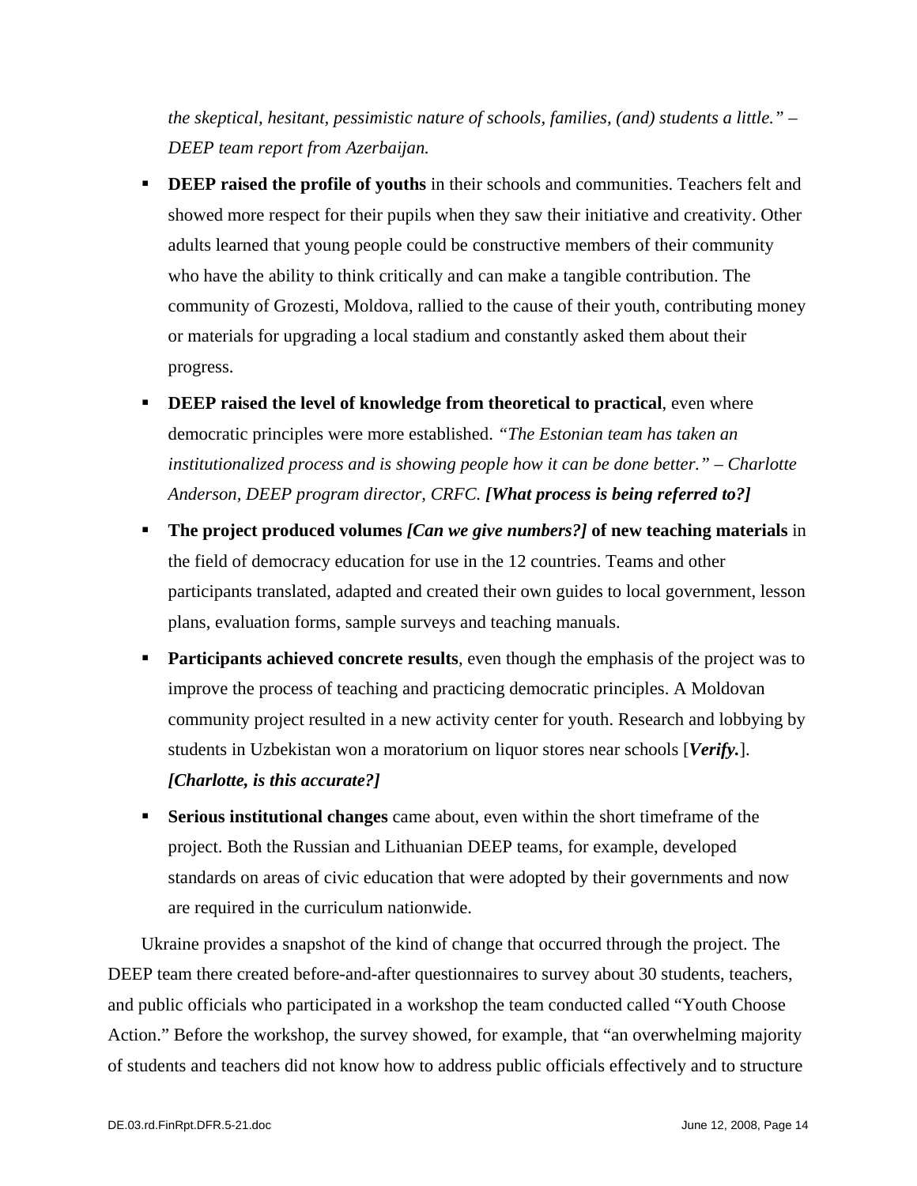*the skeptical, hesitant, pessimistic nature of schools, families, (and) students a little." – DEEP team report from Azerbaijan.*

- **DEEP raised the profile of youths** in their schools and communities. Teachers felt and showed more respect for their pupils when they saw their initiative and creativity. Other adults learned that young people could be constructive members of their community who have the ability to think critically and can make a tangible contribution. The community of Grozesti, Moldova, rallied to the cause of their youth, contributing money or materials for upgrading a local stadium and constantly asked them about their progress.
- **DEEP raised the level of knowledge from theoretical to practical**, even where democratic principles were more established. *"The Estonian team has taken an institutionalized process and is showing people how it can be done better." – Charlotte Anderson, DEEP program director, CRFC.* ***[What process is being referred to?]***
- **The project produced volumes** ***[Can we give numbers?]*** **of new teaching materials** in the field of democracy education for use in the 12 countries. Teams and other participants translated, adapted and created their own guides to local government, lesson plans, evaluation forms, sample surveys and teaching manuals.
- **Participants achieved concrete results**, even though the emphasis of the project was to improve the process of teaching and practicing democratic principles. A Moldovan community project resulted in a new activity center for youth. Research and lobbying by students in Uzbekistan won a moratorium on liquor stores near schools [***Verify.***]. ***[Charlotte, is this accurate?]***
- **Serious institutional changes** came about, even within the short timeframe of the project. Both the Russian and Lithuanian DEEP teams, for example, developed standards on areas of civic education that were adopted by their governments and now are required in the curriculum nationwide.

Ukraine provides a snapshot of the kind of change that occurred through the project. The DEEP team there created before-and-after questionnaires to survey about 30 students, teachers, and public officials who participated in a workshop the team conducted called "Youth Choose Action." Before the workshop, the survey showed, for example, that "an overwhelming majority of students and teachers did not know how to address public officials effectively and to structure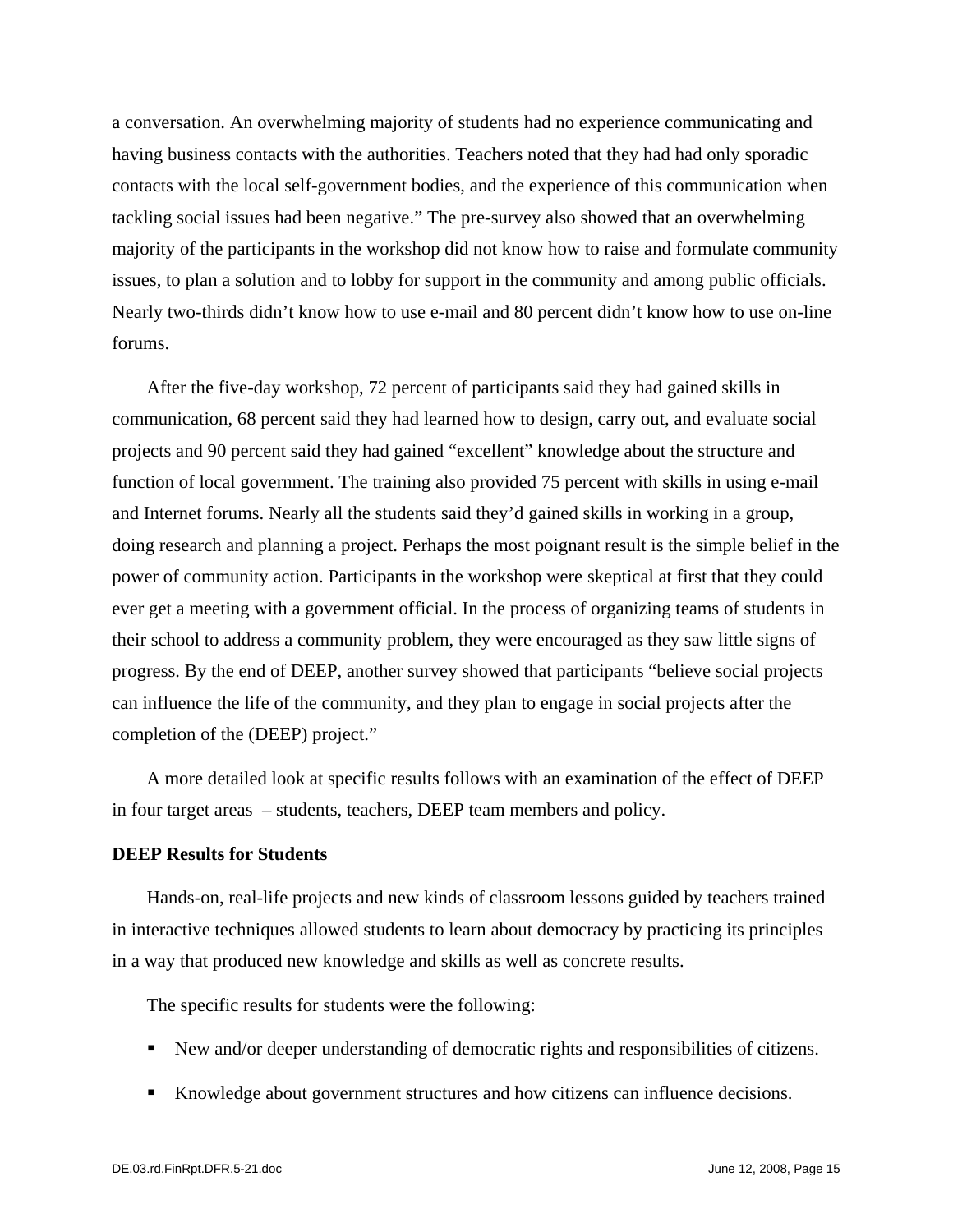a conversation. An overwhelming majority of students had no experience communicating and having business contacts with the authorities. Teachers noted that they had had only sporadic contacts with the local self-government bodies, and the experience of this communication when tackling social issues had been negative." The pre-survey also showed that an overwhelming majority of the participants in the workshop did not know how to raise and formulate community issues, to plan a solution and to lobby for support in the community and among public officials. Nearly two-thirds didn't know how to use e-mail and 80 percent didn't know how to use on-line forums.

After the five-day workshop, 72 percent of participants said they had gained skills in communication, 68 percent said they had learned how to design, carry out, and evaluate social projects and 90 percent said they had gained "excellent" knowledge about the structure and function of local government. The training also provided 75 percent with skills in using e-mail and Internet forums. Nearly all the students said they'd gained skills in working in a group, doing research and planning a project. Perhaps the most poignant result is the simple belief in the power of community action. Participants in the workshop were skeptical at first that they could ever get a meeting with a government official. In the process of organizing teams of students in their school to address a community problem, they were encouraged as they saw little signs of progress. By the end of DEEP, another survey showed that participants "believe social projects can influence the life of the community, and they plan to engage in social projects after the completion of the (DEEP) project."

A more detailed look at specific results follows with an examination of the effect of DEEP in four target areas – students, teachers, DEEP team members and policy.

**DEEP Results for Students**

Hands-on, real-life projects and new kinds of classroom lessons guided by teachers trained in interactive techniques allowed students to learn about democracy by practicing its principles in a way that produced new knowledge and skills as well as concrete results.

The specific results for students were the following:

- New and/or deeper understanding of democratic rights and responsibilities of citizens.
- Knowledge about government structures and how citizens can influence decisions.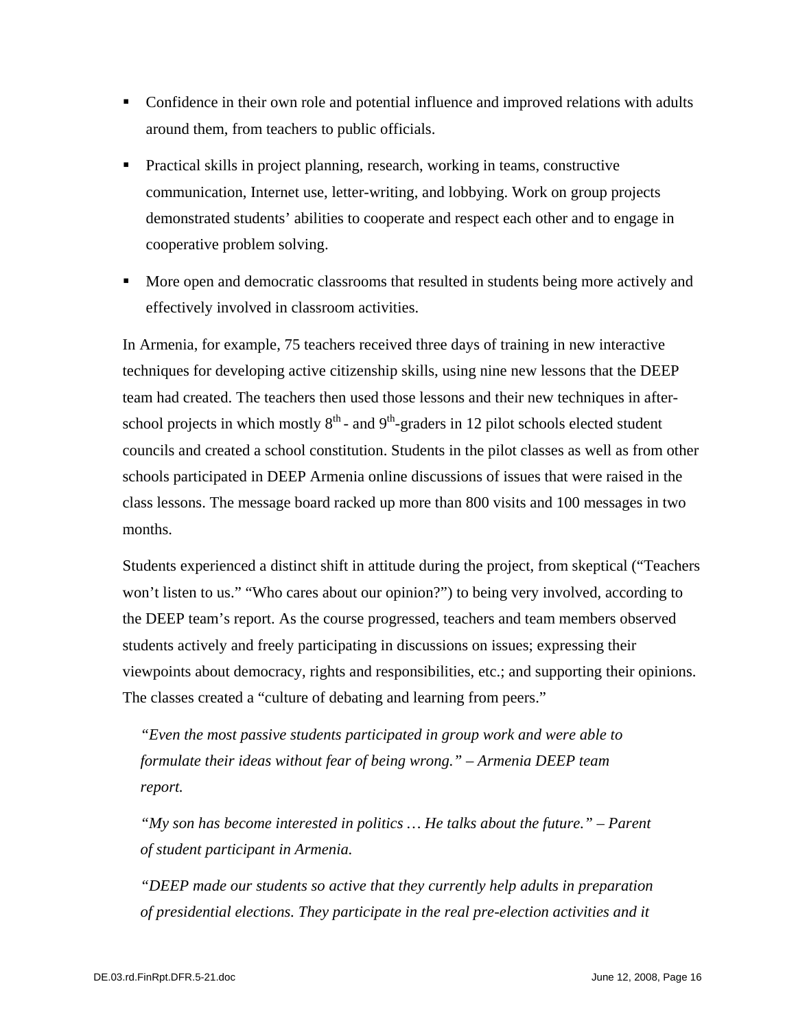- Confidence in their own role and potential influence and improved relations with adults around them, from teachers to public officials.
- Practical skills in project planning, research, working in teams, constructive communication, Internet use, letter-writing, and lobbying. Work on group projects demonstrated students' abilities to cooperate and respect each other and to engage in cooperative problem solving.
- More open and democratic classrooms that resulted in students being more actively and effectively involved in classroom activities.

In Armenia, for example, 75 teachers received three days of training in new interactive techniques for developing active citizenship skills, using nine new lessons that the DEEP team had created. The teachers then used those lessons and their new techniques in after-school projects in which mostly 8th- and 9th-graders in 12 pilot schools elected student councils and created a school constitution. Students in the pilot classes as well as from other schools participated in DEEP Armenia online discussions of issues that were raised in the class lessons. The message board racked up more than 800 visits and 100 messages in two months.

Students experienced a distinct shift in attitude during the project, from skeptical ("Teachers won't listen to us." "Who cares about our opinion?") to being very involved, according to the DEEP team's report. As the course progressed, teachers and team members observed students actively and freely participating in discussions on issues; expressing their viewpoints about democracy, rights and responsibilities, etc.; and supporting their opinions. The classes created a "culture of debating and learning from peers."

> *"Even the most passive students participated in group work and were able to formulate their ideas without fear of being wrong." – Armenia DEEP team report.*

> *"My son has become interested in politics … He talks about the future." – Parent of student participant in Armenia.*

> *"DEEP made our students so active that they currently help adults in preparation of presidential elections. They participate in the real pre-election activities and it*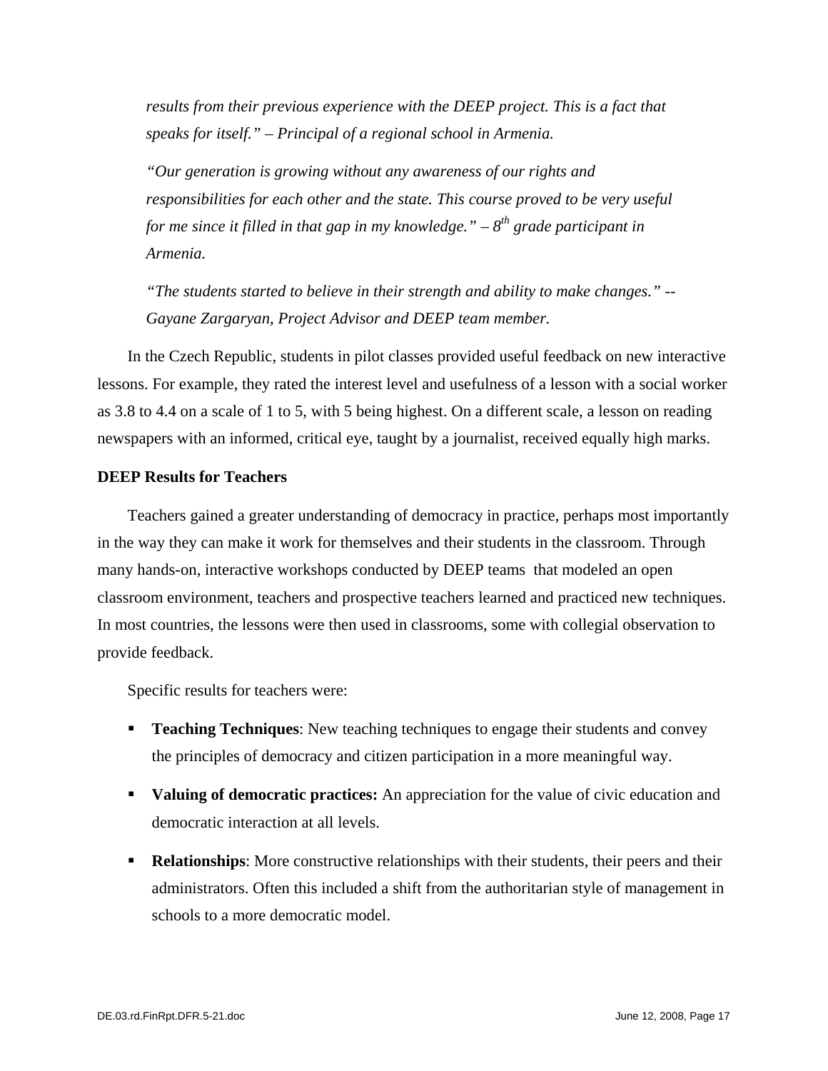*results from their previous experience with the DEEP project. This is a fact that speaks for itself." – Principal of a regional school in Armenia.*

*"Our generation is growing without any awareness of our rights and responsibilities for each other and the state. This course proved to be very useful for me since it filled in that gap in my knowledge." – 8th grade participant in Armenia.*

*"The students started to believe in their strength and ability to make changes." -- Gayane Zargaryan, Project Advisor and DEEP team member.*

In the Czech Republic, students in pilot classes provided useful feedback on new interactive lessons. For example, they rated the interest level and usefulness of a lesson with a social worker as 3.8 to 4.4 on a scale of 1 to 5, with 5 being highest. On a different scale, a lesson on reading newspapers with an informed, critical eye, taught by a journalist, received equally high marks.

**DEEP Results for Teachers**

Teachers gained a greater understanding of democracy in practice, perhaps most importantly in the way they can make it work for themselves and their students in the classroom. Through many hands-on, interactive workshops conducted by DEEP teams that modeled an open classroom environment, teachers and prospective teachers learned and practiced new techniques. In most countries, the lessons were then used in classrooms, some with collegial observation to provide feedback.

Specific results for teachers were:

- **Teaching Techniques**: New teaching techniques to engage their students and convey the principles of democracy and citizen participation in a more meaningful way.
- **Valuing of democratic practices:** An appreciation for the value of civic education and democratic interaction at all levels.
- **Relationships**: More constructive relationships with their students, their peers and their administrators. Often this included a shift from the authoritarian style of management in schools to a more democratic model.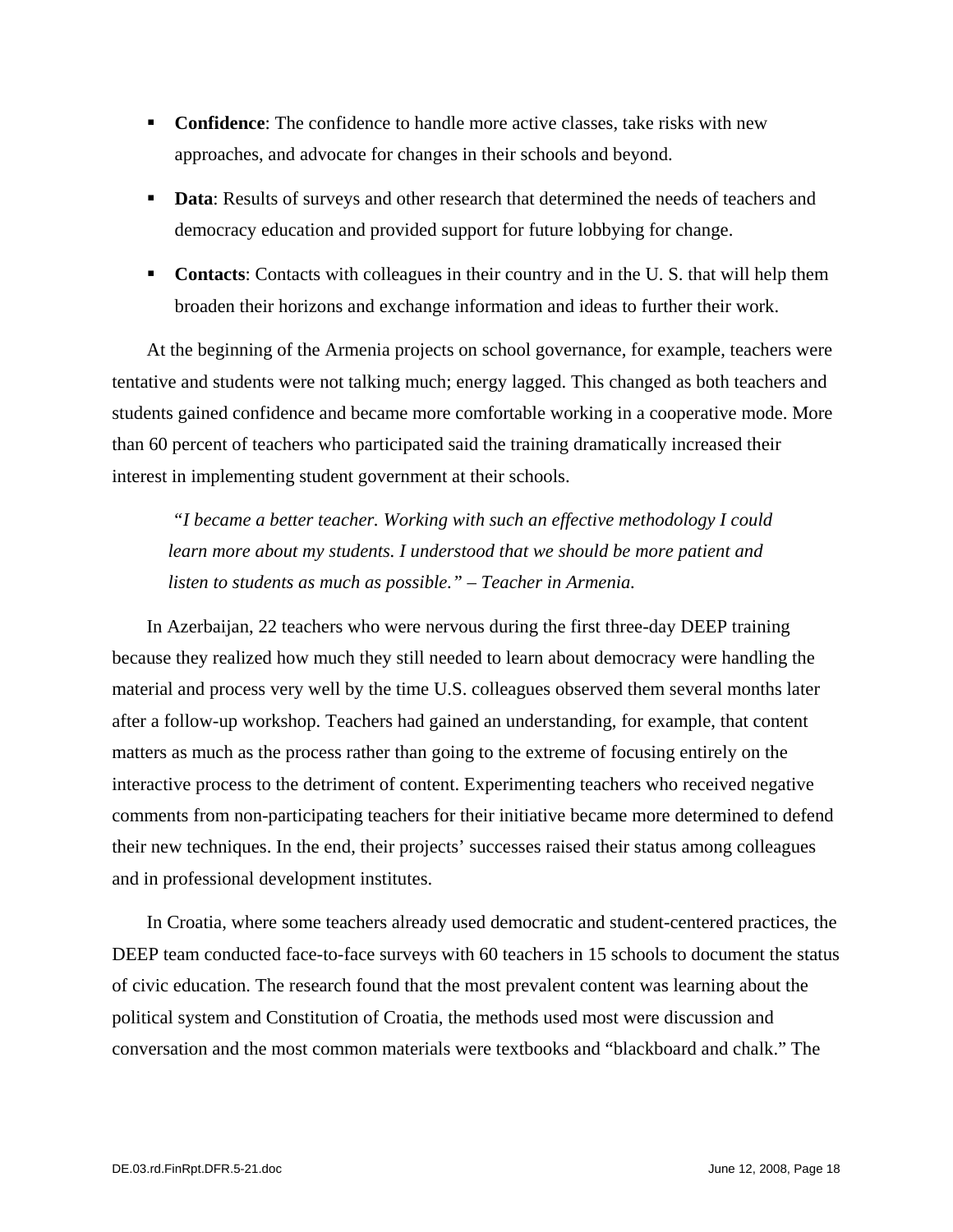- **Confidence**: The confidence to handle more active classes, take risks with new approaches, and advocate for changes in their schools and beyond.
- **Data**: Results of surveys and other research that determined the needs of teachers and democracy education and provided support for future lobbying for change.
- **Contacts**: Contacts with colleagues in their country and in the U. S. that will help them broaden their horizons and exchange information and ideas to further their work.

At the beginning of the Armenia projects on school governance, for example, teachers were tentative and students were not talking much; energy lagged. This changed as both teachers and students gained confidence and became more comfortable working in a cooperative mode. More than 60 percent of teachers who participated said the training dramatically increased their interest in implementing student government at their schools.

> *"I became a better teacher. Working with such an effective methodology I could learn more about my students. I understood that we should be more patient and listen to students as much as possible." – Teacher in Armenia.*

In Azerbaijan, 22 teachers who were nervous during the first three-day DEEP training because they realized how much they still needed to learn about democracy were handling the material and process very well by the time U.S. colleagues observed them several months later after a follow-up workshop. Teachers had gained an understanding, for example, that content matters as much as the process rather than going to the extreme of focusing entirely on the interactive process to the detriment of content. Experimenting teachers who received negative comments from non-participating teachers for their initiative became more determined to defend their new techniques. In the end, their projects' successes raised their status among colleagues and in professional development institutes.

In Croatia, where some teachers already used democratic and student-centered practices, the DEEP team conducted face-to-face surveys with 60 teachers in 15 schools to document the status of civic education. The research found that the most prevalent content was learning about the political system and Constitution of Croatia, the methods used most were discussion and conversation and the most common materials were textbooks and "blackboard and chalk." The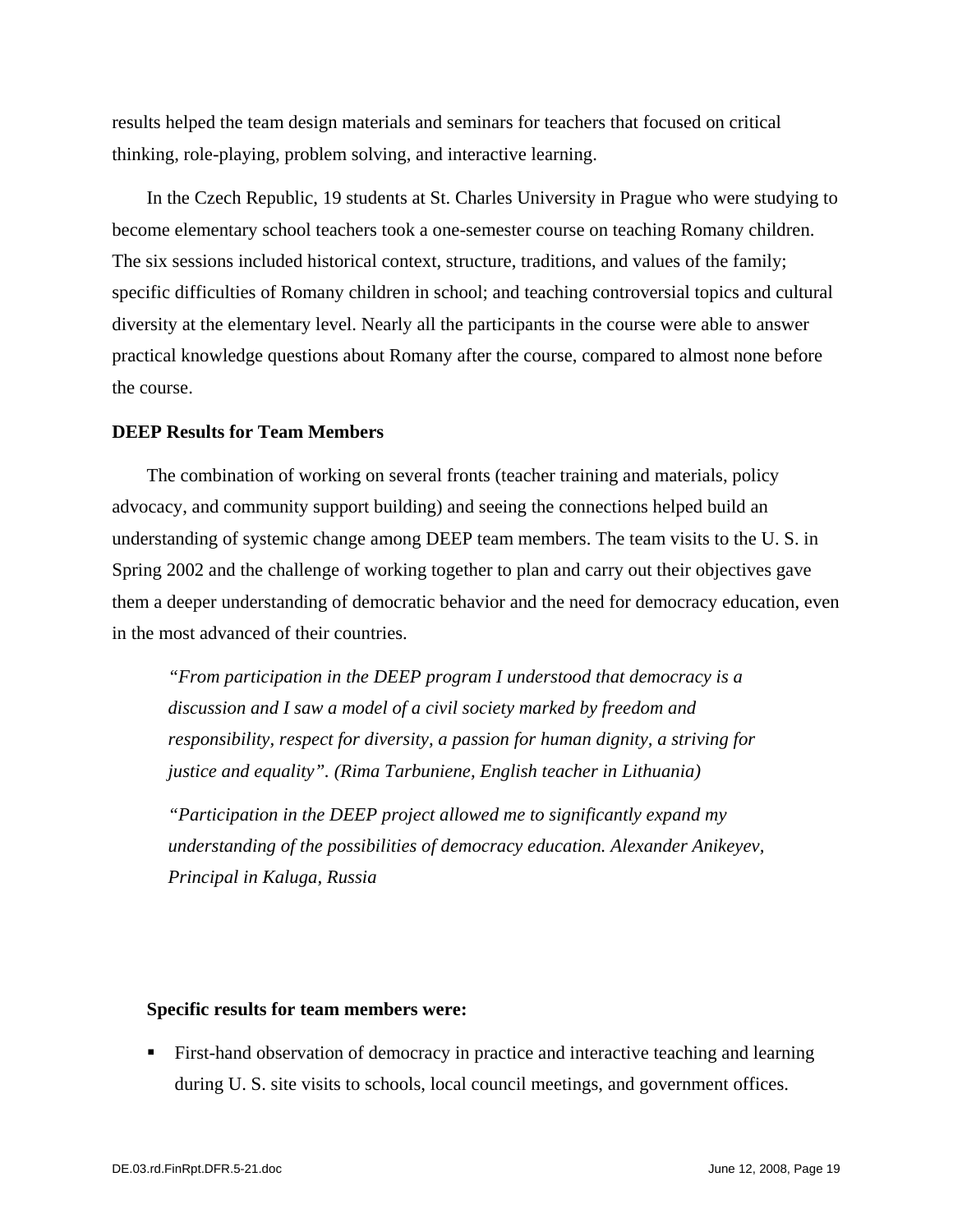results helped the team design materials and seminars for teachers that focused on critical thinking, role-playing, problem solving, and interactive learning.

In the Czech Republic, 19 students at St. Charles University in Prague who were studying to become elementary school teachers took a one-semester course on teaching Romany children. The six sessions included historical context, structure, traditions, and values of the family; specific difficulties of Romany children in school; and teaching controversial topics and cultural diversity at the elementary level. Nearly all the participants in the course were able to answer practical knowledge questions about Romany after the course, compared to almost none before the course.

**DEEP Results for Team Members**

The combination of working on several fronts (teacher training and materials, policy advocacy, and community support building) and seeing the connections helped build an understanding of systemic change among DEEP team members. The team visits to the U. S. in Spring 2002 and the challenge of working together to plan and carry out their objectives gave them a deeper understanding of democratic behavior and the need for democracy education, even in the most advanced of their countries.

> *"From participation in the DEEP program I understood that democracy is a discussion and I saw a model of a civil society marked by freedom and responsibility, respect for diversity, a passion for human dignity, a striving for justice and equality". (Rima Tarbuniene, English teacher in Lithuania)*
>
> *"Participation in the DEEP project allowed me to significantly expand my understanding of the possibilities of democracy education. Alexander Anikeyev, Principal in Kaluga, Russia*

**Specific results for team members were:**

- First-hand observation of democracy in practice and interactive teaching and learning during U. S. site visits to schools, local council meetings, and government offices.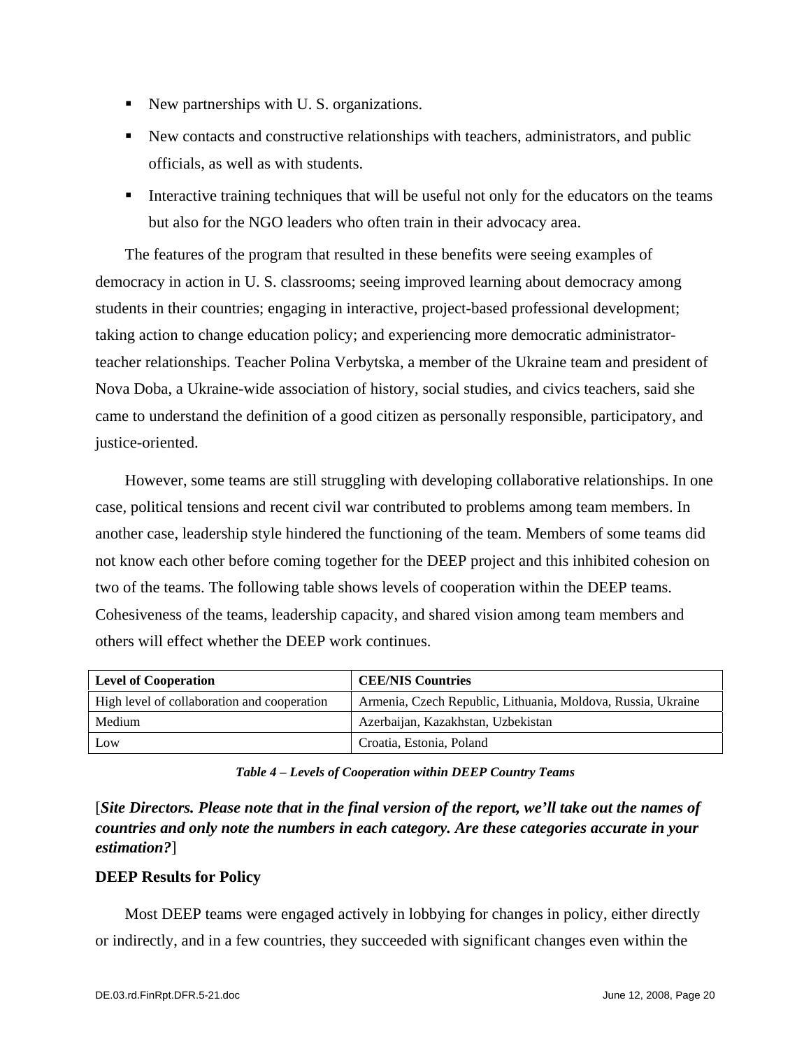- New partnerships with U. S. organizations.
- New contacts and constructive relationships with teachers, administrators, and public officials, as well as with students.
- Interactive training techniques that will be useful not only for the educators on the teams but also for the NGO leaders who often train in their advocacy area.

The features of the program that resulted in these benefits were seeing examples of democracy in action in U. S. classrooms; seeing improved learning about democracy among students in their countries; engaging in interactive, project-based professional development; taking action to change education policy; and experiencing more democratic administrator-teacher relationships. Teacher Polina Verbytska, a member of the Ukraine team and president of Nova Doba, a Ukraine-wide association of history, social studies, and civics teachers, said she came to understand the definition of a good citizen as personally responsible, participatory, and justice-oriented.

However, some teams are still struggling with developing collaborative relationships. In one case, political tensions and recent civil war contributed to problems among team members. In another case, leadership style hindered the functioning of the team. Members of some teams did not know each other before coming together for the DEEP project and this inhibited cohesion on two of the teams. The following table shows levels of cooperation within the DEEP teams. Cohesiveness of the teams, leadership capacity, and shared vision among team members and others will effect whether the DEEP work continues.

| Level of Cooperation | CEE/NIS Countries |
|---|---|
| High level of collaboration and cooperation | Armenia, Czech Republic, Lithuania, Moldova, Russia, Ukraine |
| Medium | Azerbaijan, Kazakhstan, Uzbekistan |
| Low | Croatia, Estonia, Poland |

***Table 4 – Levels of Cooperation within DEEP Country Teams***

[***Site Directors. Please note that in the final version of the report, we'll take out the names of countries and only note the numbers in each category. Are these categories accurate in your estimation?***]

**DEEP Results for Policy**

Most DEEP teams were engaged actively in lobbying for changes in policy, either directly or indirectly, and in a few countries, they succeeded with significant changes even within the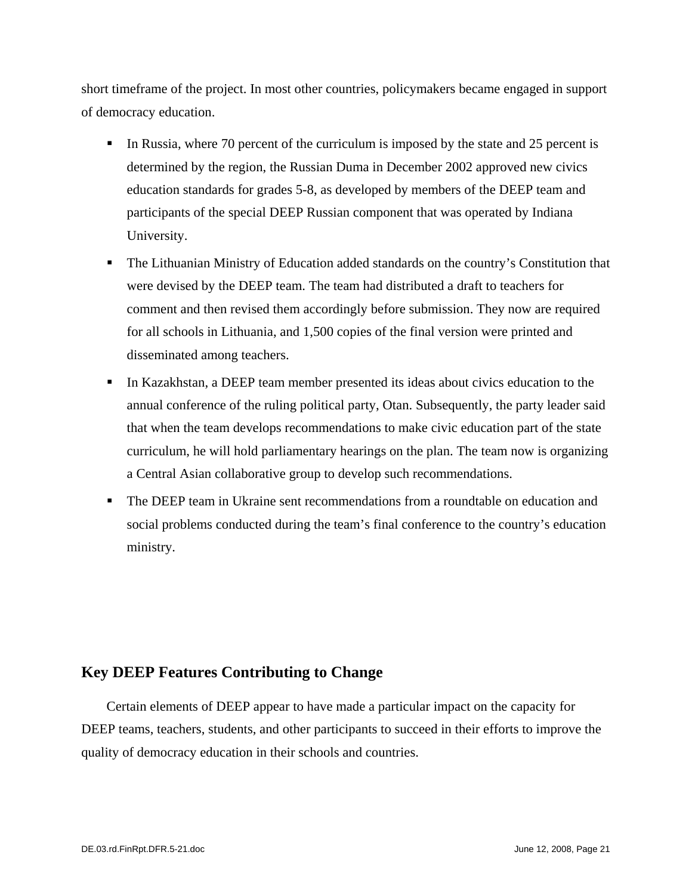short timeframe of the project. In most other countries, policymakers became engaged in support of democracy education.

- In Russia, where 70 percent of the curriculum is imposed by the state and 25 percent is determined by the region, the Russian Duma in December 2002 approved new civics education standards for grades 5-8, as developed by members of the DEEP team and participants of the special DEEP Russian component that was operated by Indiana University.
- The Lithuanian Ministry of Education added standards on the country's Constitution that were devised by the DEEP team. The team had distributed a draft to teachers for comment and then revised them accordingly before submission. They now are required for all schools in Lithuania, and 1,500 copies of the final version were printed and disseminated among teachers.
- In Kazakhstan, a DEEP team member presented its ideas about civics education to the annual conference of the ruling political party, Otan. Subsequently, the party leader said that when the team develops recommendations to make civic education part of the state curriculum, he will hold parliamentary hearings on the plan. The team now is organizing a Central Asian collaborative group to develop such recommendations.
- The DEEP team in Ukraine sent recommendations from a roundtable on education and social problems conducted during the team's final conference to the country's education ministry.

## Key DEEP Features Contributing to Change

Certain elements of DEEP appear to have made a particular impact on the capacity for DEEP teams, teachers, students, and other participants to succeed in their efforts to improve the quality of democracy education in their schools and countries.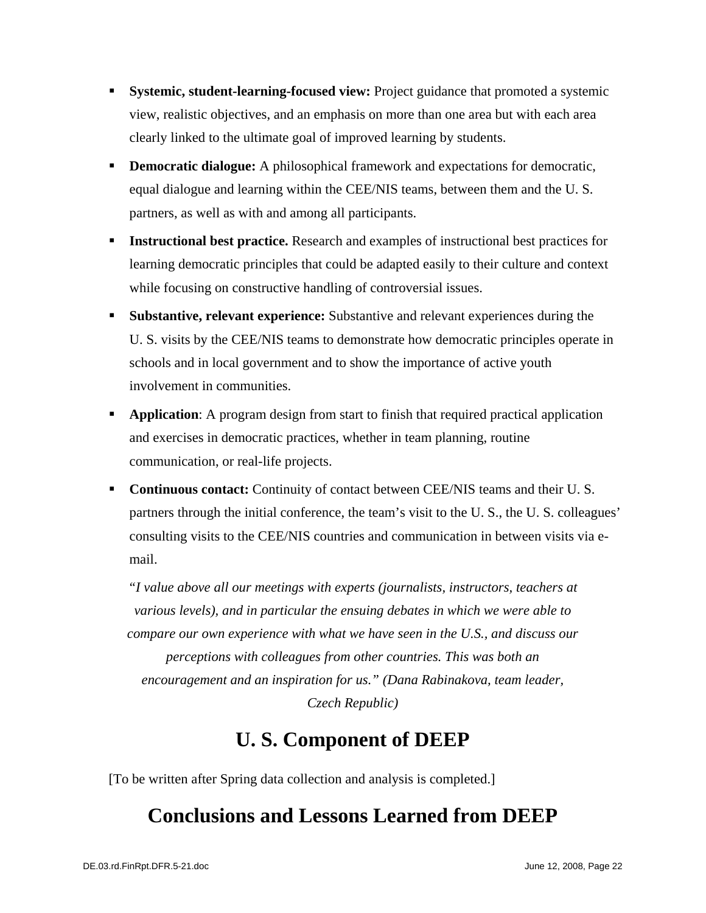- **Systemic, student-learning-focused view:** Project guidance that promoted a systemic view, realistic objectives, and an emphasis on more than one area but with each area clearly linked to the ultimate goal of improved learning by students.
- **Democratic dialogue:** A philosophical framework and expectations for democratic, equal dialogue and learning within the CEE/NIS teams, between them and the U. S. partners, as well as with and among all participants.
- **Instructional best practice.** Research and examples of instructional best practices for learning democratic principles that could be adapted easily to their culture and context while focusing on constructive handling of controversial issues.
- **Substantive, relevant experience:** Substantive and relevant experiences during the U. S. visits by the CEE/NIS teams to demonstrate how democratic principles operate in schools and in local government and to show the importance of active youth involvement in communities.
- **Application**: A program design from start to finish that required practical application and exercises in democratic practices, whether in team planning, routine communication, or real-life projects.
- **Continuous contact:** Continuity of contact between CEE/NIS teams and their U. S. partners through the initial conference, the team's visit to the U. S., the U. S. colleagues' consulting visits to the CEE/NIS countries and communication in between visits via e-mail.

*"I value above all our meetings with experts (journalists, instructors, teachers at various levels), and in particular the ensuing debates in which we were able to compare our own experience with what we have seen in the U.S., and discuss our perceptions with colleagues from other countries. This was both an encouragement and an inspiration for us." (Dana Rabinakova, team leader, Czech Republic)*

# U. S. Component of DEEP

[To be written after Spring data collection and analysis is completed.]

# Conclusions and Lessons Learned from DEEP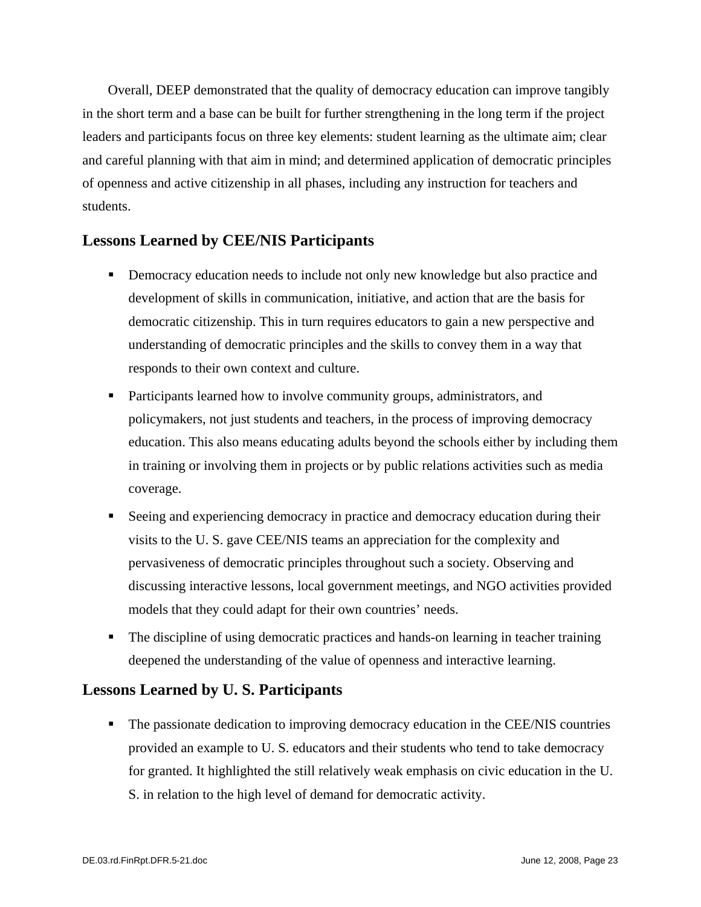Overall, DEEP demonstrated that the quality of democracy education can improve tangibly in the short term and a base can be built for further strengthening in the long term if the project leaders and participants focus on three key elements: student learning as the ultimate aim; clear and careful planning with that aim in mind; and determined application of democratic principles of openness and active citizenship in all phases, including any instruction for teachers and students.

## Lessons Learned by CEE/NIS Participants

- Democracy education needs to include not only new knowledge but also practice and development of skills in communication, initiative, and action that are the basis for democratic citizenship. This in turn requires educators to gain a new perspective and understanding of democratic principles and the skills to convey them in a way that responds to their own context and culture.
- Participants learned how to involve community groups, administrators, and policymakers, not just students and teachers, in the process of improving democracy education. This also means educating adults beyond the schools either by including them in training or involving them in projects or by public relations activities such as media coverage.
- Seeing and experiencing democracy in practice and democracy education during their visits to the U. S. gave CEE/NIS teams an appreciation for the complexity and pervasiveness of democratic principles throughout such a society. Observing and discussing interactive lessons, local government meetings, and NGO activities provided models that they could adapt for their own countries' needs.
- The discipline of using democratic practices and hands-on learning in teacher training deepened the understanding of the value of openness and interactive learning.

## Lessons Learned by U. S. Participants

- The passionate dedication to improving democracy education in the CEE/NIS countries provided an example to U. S. educators and their students who tend to take democracy for granted. It highlighted the still relatively weak emphasis on civic education in the U. S. in relation to the high level of demand for democratic activity.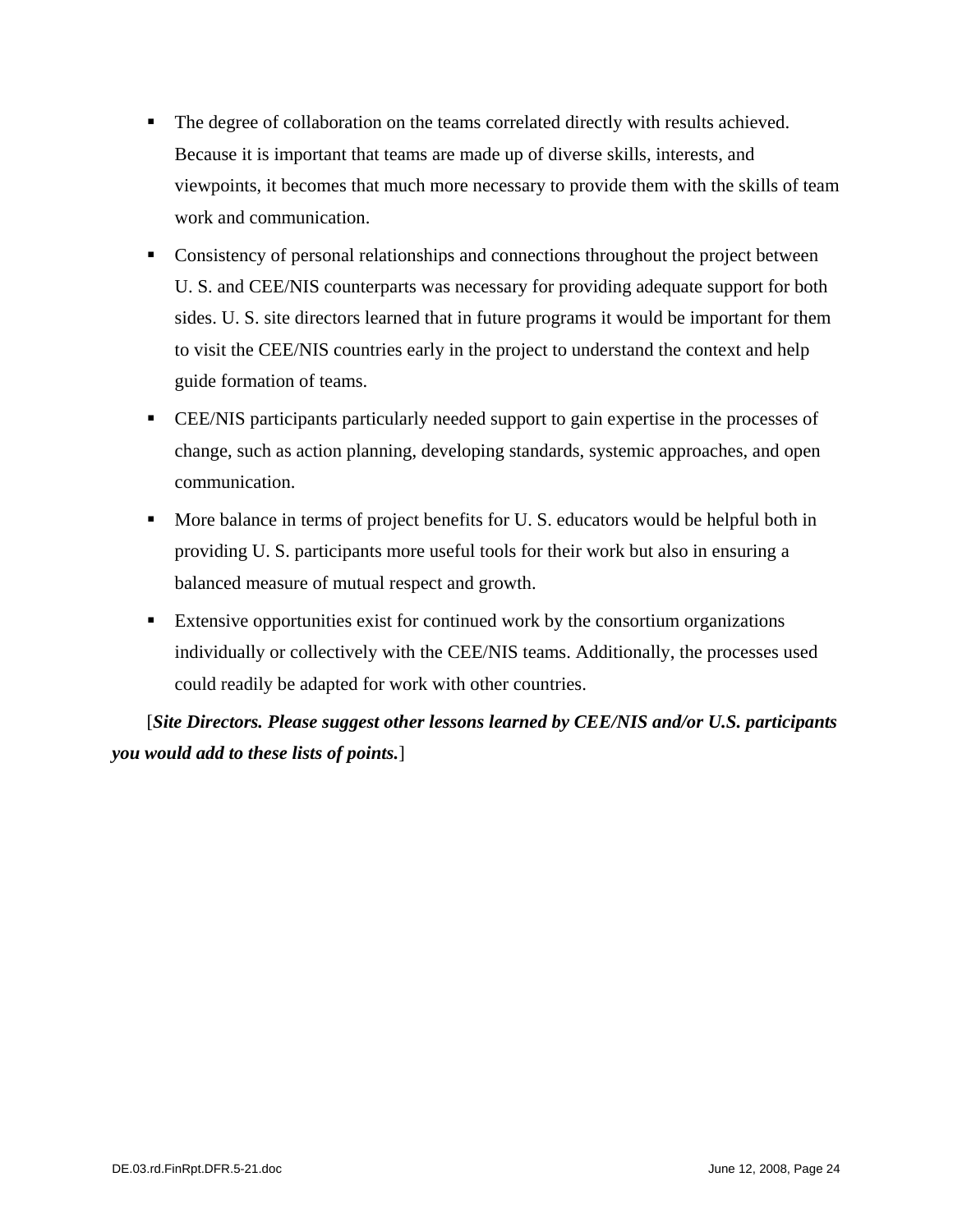- The degree of collaboration on the teams correlated directly with results achieved. Because it is important that teams are made up of diverse skills, interests, and viewpoints, it becomes that much more necessary to provide them with the skills of team work and communication.
- Consistency of personal relationships and connections throughout the project between U. S. and CEE/NIS counterparts was necessary for providing adequate support for both sides. U. S. site directors learned that in future programs it would be important for them to visit the CEE/NIS countries early in the project to understand the context and help guide formation of teams.
- CEE/NIS participants particularly needed support to gain expertise in the processes of change, such as action planning, developing standards, systemic approaches, and open communication.
- More balance in terms of project benefits for U. S. educators would be helpful both in providing U. S. participants more useful tools for their work but also in ensuring a balanced measure of mutual respect and growth.
- Extensive opportunities exist for continued work by the consortium organizations individually or collectively with the CEE/NIS teams. Additionally, the processes used could readily be adapted for work with other countries.

[***Site Directors. Please suggest other lessons learned by CEE/NIS and/or U.S. participants you would add to these lists of points.***]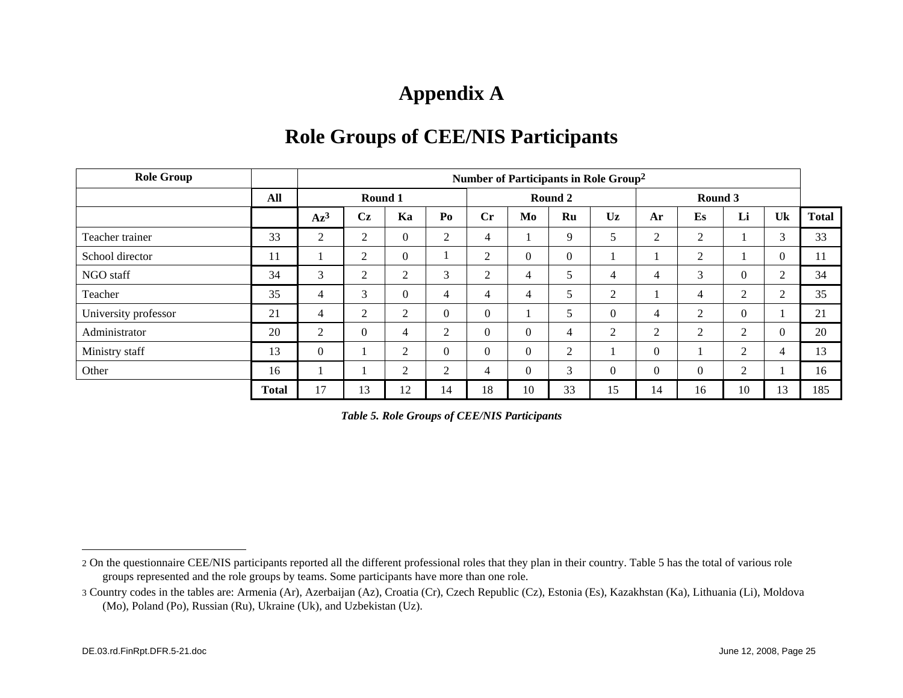# Appendix A

## Role Groups of CEE/NIS Participants

| Role Group | | Number of Participants in Role Group[2] | | | | | | | | | | | | |
|---|---|---|---|---|---|---|---|---|---|---|---|---|---|---|
| | All | Round 1 | | | | Round 2 | | | | Round 3 | | | | |
| | | Az[3] | Cz | Ka | Po | Cr | Mo | Ru | Uz | Ar | Es | Li | Uk | Total |
| Teacher trainer | 33 | 2 | 2 | 0 | 2 | 4 | 1 | 9 | 5 | 2 | 2 | 1 | 3 | 33 |
| School director | 11 | 1 | 2 | 0 | 1 | 2 | 0 | 0 | 1 | 1 | 2 | 1 | 0 | 11 |
| NGO staff | 34 | 3 | 2 | 2 | 3 | 2 | 4 | 5 | 4 | 4 | 3 | 0 | 2 | 34 |
| Teacher | 35 | 4 | 3 | 0 | 4 | 4 | 4 | 5 | 2 | 1 | 4 | 2 | 2 | 35 |
| University professor | 21 | 4 | 2 | 2 | 0 | 0 | 1 | 5 | 0 | 4 | 2 | 0 | 1 | 21 |
| Administrator | 20 | 2 | 0 | 4 | 2 | 0 | 0 | 4 | 2 | 2 | 2 | 2 | 0 | 20 |
| Ministry staff | 13 | 0 | 1 | 2 | 0 | 0 | 0 | 2 | 1 | 0 | 1 | 2 | 4 | 13 |
| Other | 16 | 1 | 1 | 2 | 2 | 4 | 0 | 3 | 0 | 0 | 0 | 2 | 1 | 16 |
| | Total | 17 | 13 | 12 | 14 | 18 | 10 | 33 | 15 | 14 | 16 | 10 | 13 | 185 |

***Table 5. Role Groups of CEE/NIS Participants***

---

[2] On the questionnaire CEE/NIS participants reported all the different professional roles that they plan in their country. Table 5 has the total of various role groups represented and the role groups by teams. Some participants have more than one role.

[3] Country codes in the tables are: Armenia (Ar), Azerbaijan (Az), Croatia (Cr), Czech Republic (Cz), Estonia (Es), Kazakhstan (Ka), Lithuania (Li), Moldova (Mo), Poland (Po), Russian (Ru), Ukraine (Uk), and Uzbekistan (Uz).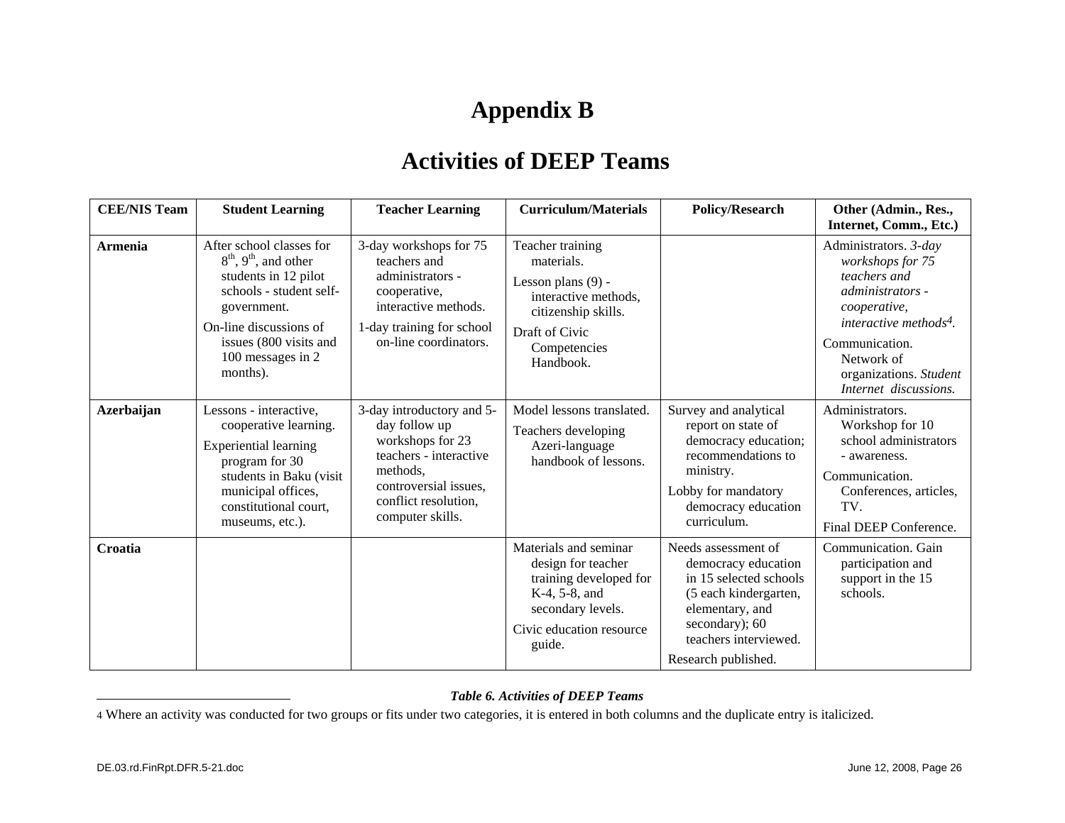# Appendix B

## Activities of DEEP Teams

| CEE/NIS Team | Student Learning | Teacher Learning | Curriculum/Materials | Policy/Research | Other (Admin., Res., Internet, Comm., Etc.) |
|---|---|---|---|---|---|
| **Armenia** | After school classes for 8th, 9th, and other students in 12 pilot schools - student self-government.<br>On-line discussions of issues (800 visits and 100 messages in 2 months). | 3-day workshops for 75 teachers and administrators - cooperative, interactive methods.<br>1-day training for school on-line coordinators. | Teacher training materials.<br>Lesson plans (9) - interactive methods, citizenship skills.<br>Draft of Civic Competencies Handbook. | | Administrators. *3-day workshops for 75 teachers and administrators - cooperative, interactive methods*[4].<br>Communication. Network of organizations. *Student Internet discussions.* |
| **Azerbaijan** | Lessons - interactive, cooperative learning.<br>Experiential learning program for 30 students in Baku (visit municipal offices, constitutional court, museums, etc.). | 3-day introductory and 5-day follow up workshops for 23 teachers - interactive methods, controversial issues, conflict resolution, computer skills. | Model lessons translated.<br>Teachers developing Azeri-language handbook of lessons. | Survey and analytical report on state of democracy education; recommendations to ministry.<br>Lobby for mandatory democracy education curriculum. | Administrators. Workshop for 10 school administrators - awareness.<br>Communication. Conferences, articles, TV.<br>Final DEEP Conference. |
| **Croatia** | | | Materials and seminar design for teacher training developed for K-4, 5-8, and secondary levels.<br>Civic education resource guide. | Needs assessment of democracy education in 15 selected schools (5 each kindergarten, elementary, and secondary); 60 teachers interviewed.<br>Research published. | Communication. Gain participation and support in the 15 schools. |

***Table 6. Activities of DEEP Teams***

4 Where an activity was conducted for two groups or fits under two categories, it is entered in both columns and the duplicate entry is italicized.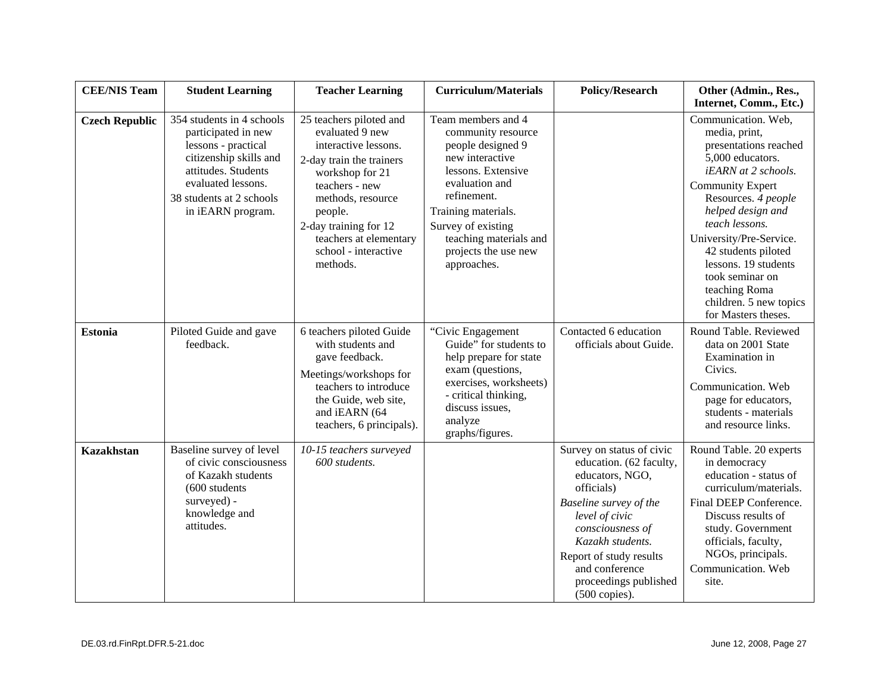| CEE/NIS Team | Student Learning | Teacher Learning | Curriculum/Materials | Policy/Research | Other (Admin., Res., Internet, Comm., Etc.) |
|---|---|---|---|---|---|
| **Czech Republic** | 354 students in 4 schools participated in new lessons - practical citizenship skills and attitudes. Students evaluated lessons.<br>38 students at 2 schools in iEARN program. | 25 teachers piloted and evaluated 9 new interactive lessons.<br>2-day train the trainers workshop for 21 teachers - new methods, resource people.<br>2-day training for 12 teachers at elementary school - interactive methods. | Team members and 4 community resource people designed 9 new interactive lessons. Extensive evaluation and refinement.<br>Training materials.<br>Survey of existing teaching materials and projects the use new approaches. | | Communication. Web, media, print, presentations reached 5,000 educators. *iEARN at 2 schools.*<br>Community Expert Resources. *4 people helped design and teach lessons.*<br>University/Pre-Service. 42 students piloted lessons. 19 students took seminar on teaching Roma children. 5 new topics for Masters theses. |
| **Estonia** | Piloted Guide and gave feedback. | 6 teachers piloted Guide with students and gave feedback.<br>Meetings/workshops for teachers to introduce the Guide, web site, and iEARN (64 teachers, 6 principals). | "Civic Engagement Guide" for students to help prepare for state exam (questions, exercises, worksheets) - critical thinking, discuss issues, analyze graphs/figures. | Contacted 6 education officials about Guide. | Round Table. Reviewed data on 2001 State Examination in Civics.<br>Communication. Web page for educators, students - materials and resource links. |
| **Kazakhstan** | Baseline survey of level of civic consciousness of Kazakh students (600 students surveyed) - knowledge and attitudes. | *10-15 teachers surveyed 600 students.* | | Survey on status of civic education. (62 faculty, educators, NGO, officials)<br>*Baseline survey of the level of civic consciousness of Kazakh students.*<br>Report of study results and conference proceedings published (500 copies). | Round Table. 20 experts in democracy education - status of curriculum/materials.<br>Final DEEP Conference. Discuss results of study. Government officials, faculty, NGOs, principals.<br>Communication. Web site. |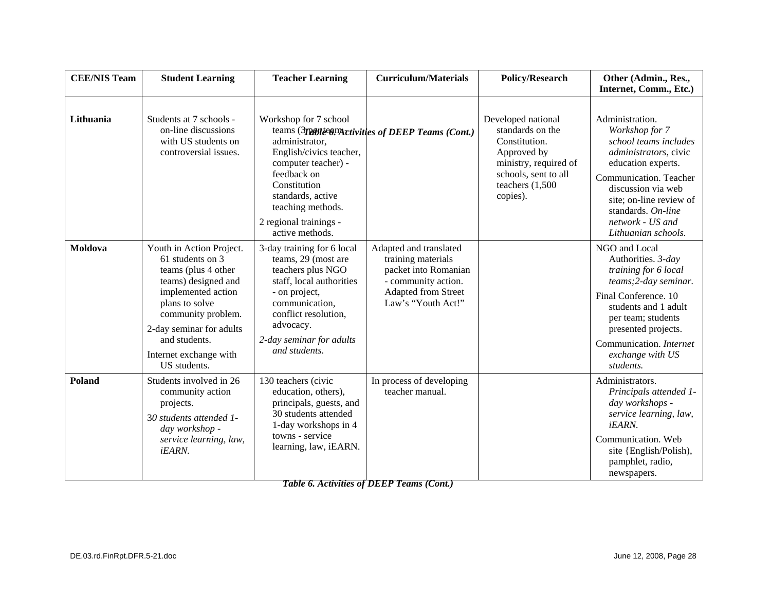**Table 6. Activities of DEEP Teams (Cont.)**

| CEE/NIS Team | Student Learning | Teacher Learning | Curriculum/Materials | Policy/Research | Other (Admin., Res., Internet, Comm., Etc.) |
|---|---|---|---|---|---|
| **Lithuania** | Students at 7 schools - on-line discussions with US students on controversial issues. | Workshop for 7 school teams (3 per team - administrator, English/civics teacher, computer teacher) - feedback on Constitution standards, active teaching methods.<br>2 regional trainings - active methods. | | Developed national standards on the Constitution. Approved by ministry, required of schools, sent to all teachers (1,500 copies). | Administration. *Workshop for 7 school teams includes administrators*, civic education experts.<br>Communication. Teacher discussion via web site; on-line review of standards. *On-line network - US and Lithuanian schools.* |
| **Moldova** | Youth in Action Project. 61 students on 3 teams (plus 4 other teams) designed and implemented action plans to solve community problem.<br>2-day seminar for adults and students.<br>Internet exchange with US students. | 3-day training for 6 local teams, 29 (most are teachers plus NGO staff, local authorities - on project, communication, conflict resolution, advocacy.<br>*2-day seminar for adults and students.* | Adapted and translated training materials packet into Romanian - community action. Adapted from Street Law's "Youth Act!" | | NGO and Local Authorities. *3-day training for 6 local teams;2-day seminar.*<br>Final Conference. 10 students and 1 adult per team; students presented projects.<br>Communication. *Internet exchange with US students.* |
| **Poland** | Students involved in 26 community action projects.<br>3*0 students attended 1-day workshop - service learning, law, iEARN.* | 130 teachers (civic education, others), principals, guests, and 30 students attended 1-day workshops in 4 towns - service learning, law, iEARN. | In process of developing teacher manual. | | Administrators. *Principals attended 1-day workshops - service learning, law, iEARN.*<br>Communication. Web site {English/Polish), pamphlet, radio, newspapers. |

**Table 6. Activities of DEEP Teams (Cont.)**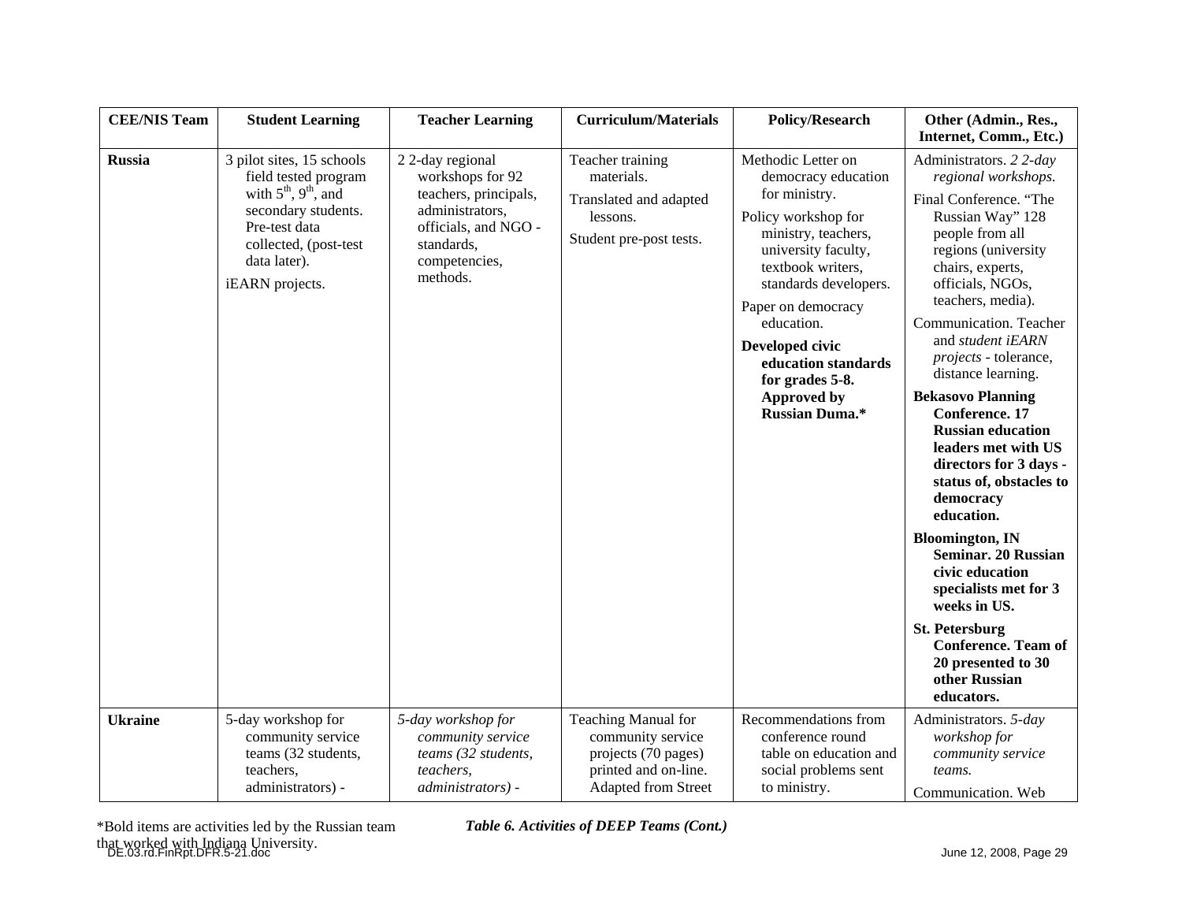| CEE/NIS Team | Student Learning | Teacher Learning | Curriculum/Materials | Policy/Research | Other (Admin., Res., Internet, Comm., Etc.) |
|---|---|---|---|---|---|
| **Russia** | 3 pilot sites, 15 schools field tested program with 5th, 9th, and secondary students. Pre-test data collected, (post-test data later).<br>iEARN projects. | 2 2-day regional workshops for 92 teachers, principals, administrators, officials, and NGO - standards, competencies, methods. | Teacher training materials.<br>Translated and adapted lessons.<br>Student pre-post tests. | Methodic Letter on democracy education for ministry.<br>Policy workshop for ministry, teachers, university faculty, textbook writers, standards developers.<br>Paper on democracy education.<br>**Developed civic education standards for grades 5-8. Approved by Russian Duma.*** | Administrators. *2 2-day regional workshops.*<br>Final Conference. "The Russian Way" 128 people from all regions (university chairs, experts, officials, NGOs, teachers, media).<br>Communication. Teacher and *student iEARN projects* - tolerance, distance learning.<br>**Bekasovo Planning Conference. 17 Russian education leaders met with US directors for 3 days - status of, obstacles to democracy education.**<br>**Bloomington, IN Seminar. 20 Russian civic education specialists met for 3 weeks in US.**<br>**St. Petersburg Conference. Team of 20 presented to 30 other Russian educators.** |
| **Ukraine** | 5-day workshop for community service teams (32 students, teachers, administrators) - | *5-day workshop for community service teams (32 students, teachers, administrators) -* | Teaching Manual for community service projects (70 pages) printed and on-line. Adapted from Street | Recommendations from conference round table on education and social problems sent to ministry. | Administrators. *5-day workshop for community service teams.*<br>Communication. Web |

*Bold items are activities led by the Russian team that worked with Indiana University.

***Table 6. Activities of DEEP Teams (Cont.)***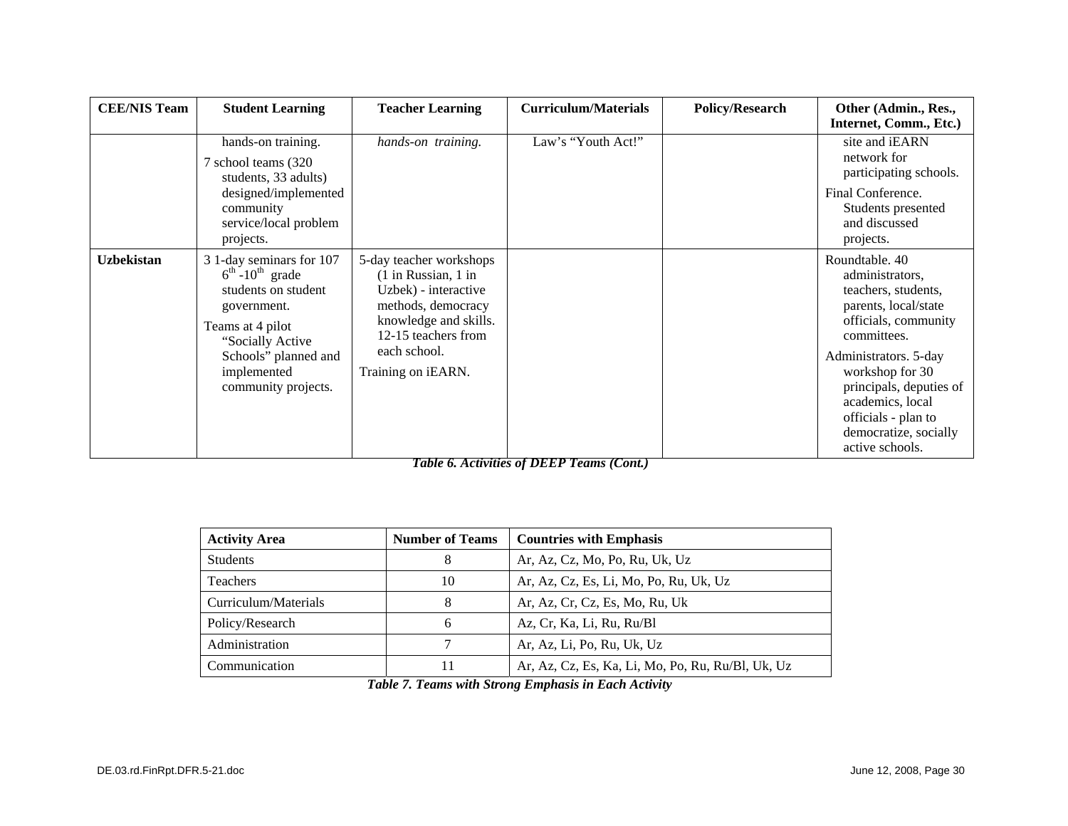| CEE/NIS Team | Student Learning | Teacher Learning | Curriculum/Materials | Policy/Research | Other (Admin., Res., Internet, Comm., Etc.) |
|---|---|---|---|---|---|
| | hands-on training.<br>7 school teams (320 students, 33 adults) designed/implemented community service/local problem projects. | *hands-on training.* | Law's "Youth Act!" | | site and iEARN network for participating schools.<br>Final Conference. Students presented and discussed projects. |
| **Uzbekistan** | 3 1-day seminars for 107 $6^{th}$ -$10^{th}$ grade students on student government.<br>Teams at 4 pilot "Socially Active Schools" planned and implemented community projects. | 5-day teacher workshops (1 in Russian, 1 in Uzbek) - interactive methods, democracy knowledge and skills. 12-15 teachers from each school.<br>Training on iEARN. | | | Roundtable. 40 administrators, teachers, students, parents, local/state officials, community committees.<br>Administrators. 5-day workshop for 30 principals, deputies of academics, local officials - plan to democratize, socially active schools. |

***Table 6. Activities of DEEP Teams (Cont.)***

| Activity Area | Number of Teams | Countries with Emphasis |
|---|---|---|
| Students | 8 | Ar, Az, Cz, Mo, Po, Ru, Uk, Uz |
| Teachers | 10 | Ar, Az, Cz, Es, Li, Mo, Po, Ru, Uk, Uz |
| Curriculum/Materials | 8 | Ar, Az, Cr, Cz, Es, Mo, Ru, Uk |
| Policy/Research | 6 | Az, Cr, Ka, Li, Ru, Ru/Bl |
| Administration | 7 | Ar, Az, Li, Po, Ru, Uk, Uz |
| Communication | 11 | Ar, Az, Cz, Es, Ka, Li, Mo, Po, Ru, Ru/Bl, Uk, Uz |

***Table 7. Teams with Strong Emphasis in Each Activity***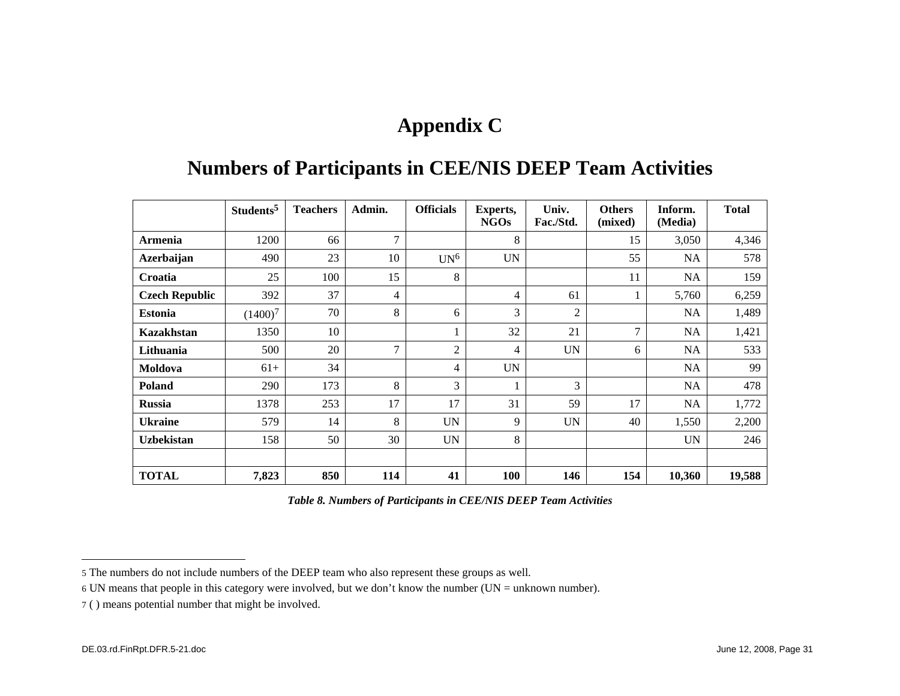# Appendix C

## Numbers of Participants in CEE/NIS DEEP Team Activities

| | Students[5] | Teachers | Admin. | Officials | Experts, NGOs | Univ. Fac./Std. | Others (mixed) | Inform. (Media) | Total |
|---|---|---|---|---|---|---|---|---|---|
| **Armenia** | 1200 | 66 | 7 | | 8 | | 15 | 3,050 | 4,346 |
| **Azerbaijan** | 490 | 23 | 10 | UN[6] | UN | | 55 | NA | 578 |
| **Croatia** | 25 | 100 | 15 | 8 | | | 11 | NA | 159 |
| **Czech Republic** | 392 | 37 | 4 | | 4 | 61 | 1 | 5,760 | 6,259 |
| **Estonia** | (1400)[7] | 70 | 8 | 6 | 3 | 2 | | NA | 1,489 |
| **Kazakhstan** | 1350 | 10 | | 1 | 32 | 21 | 7 | NA | 1,421 |
| **Lithuania** | 500 | 20 | 7 | 2 | 4 | UN | 6 | NA | 533 |
| **Moldova** | 61+ | 34 | | 4 | UN | | | NA | 99 |
| **Poland** | 290 | 173 | 8 | 3 | 1 | 3 | | NA | 478 |
| **Russia** | 1378 | 253 | 17 | 17 | 31 | 59 | 17 | NA | 1,772 |
| **Ukraine** | 579 | 14 | 8 | UN | 9 | UN | 40 | 1,550 | 2,200 |
| **Uzbekistan** | 158 | 50 | 30 | UN | 8 | | | UN | 246 |
| | | | | | | | | | |
| **TOTAL** | **7,823** | **850** | **114** | **41** | **100** | **146** | **154** | **10,360** | **19,588** |

***Table 8. Numbers of Participants in CEE/NIS DEEP Team Activities***

---

5 The numbers do not include numbers of the DEEP team who also represent these groups as well.

6 UN means that people in this category were involved, but we don't know the number (UN = unknown number).

7 ( ) means potential number that might be involved.